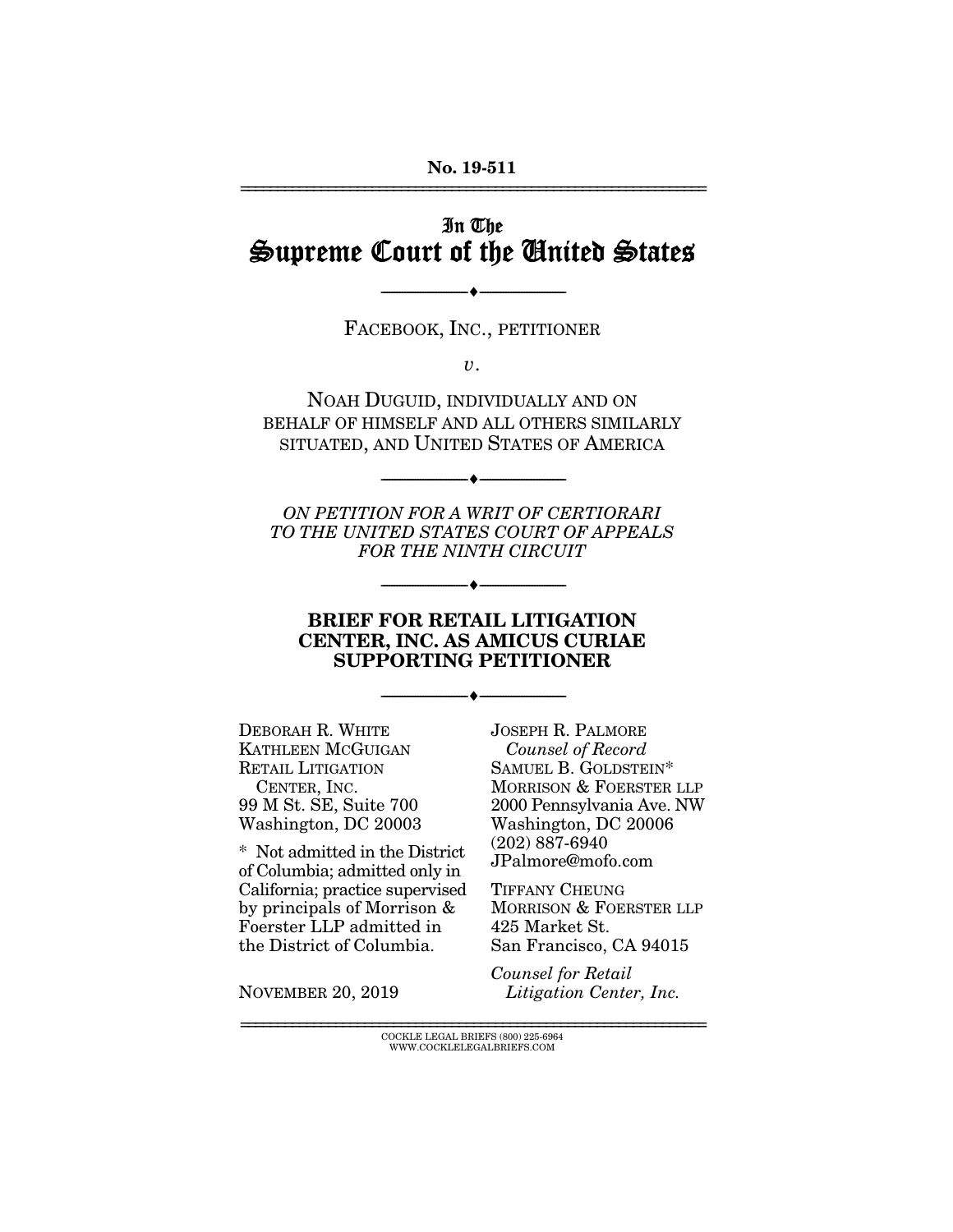No. 19-511

# In The Supreme Court of the United States

FACEBOOK, INC., PETITIONER

*v.*

NOAH DUGUID, INDIVIDUALLY AND ON BEHALF OF HIMSELF AND ALL OTHERS SIMILARLY SITUATED, AND UNITED STATES OF AMERICA

*ON PETITION FOR A WRIT OF CERTIORARI TO THE UNITED STATES COURT OF APPEALS FOR THE NINTH CIRCUIT*

## BRIEF FOR RETAIL LITIGATION CENTER, INC. AS AMICUS CURIAE SUPPORTING PETITIONER

DEBORAH R. WHITE
KATHLEEN MCGUIGAN
RETAIL LITIGATION CENTER, INC.
99 M St. SE, Suite 700
Washington, DC 20003

\* Not admitted in the District of Columbia; admitted only in California; practice supervised by principals of Morrison & Foerster LLP admitted in the District of Columbia.

NOVEMBER 20, 2019

JOSEPH R. PALMORE
*Counsel of Record*
SAMUEL B. GOLDSTEIN*
MORRISON & FOERSTER LLP
2000 Pennsylvania Ave. NW
Washington, DC 20006
(202) 887-6940
JPalmore@mofo.com

TIFFANY CHEUNG
MORRISON & FOERSTER LLP
425 Market St.
San Francisco, CA 94015

*Counsel for Retail Litigation Center, Inc.*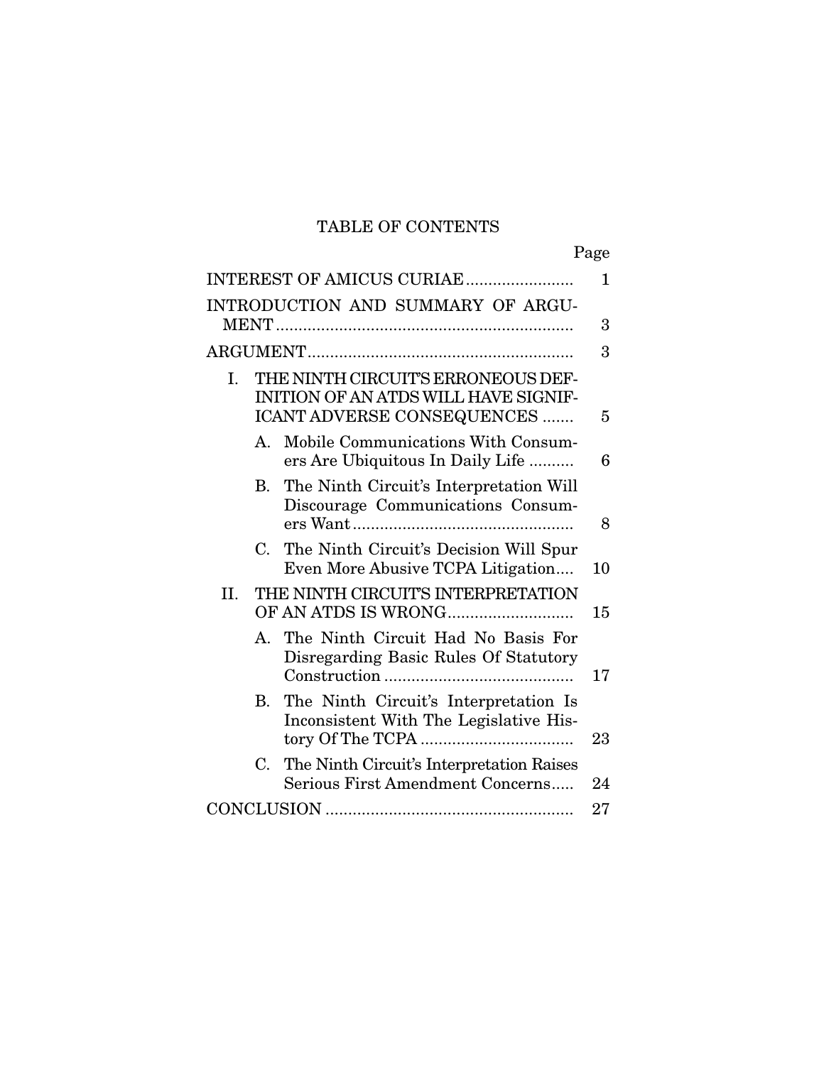# TABLE OF CONTENTS

| | Page |
|---|---|
| INTEREST OF AMICUS CURIAE | 1 |
| INTRODUCTION AND SUMMARY OF ARGUMENT | 3 |
| ARGUMENT | 3 |
| I. THE NINTH CIRCUIT'S ERRONEOUS DEFINITION OF AN ATDS WILL HAVE SIGNIFICANT ADVERSE CONSEQUENCES | 5 |
| A. Mobile Communications With Consumers Are Ubiquitous In Daily Life | 6 |
| B. The Ninth Circuit's Interpretation Will Discourage Communications Consumers Want | 8 |
| C. The Ninth Circuit's Decision Will Spur Even More Abusive TCPA Litigation | 10 |
| II. THE NINTH CIRCUIT'S INTERPRETATION OF AN ATDS IS WRONG | 15 |
| A. The Ninth Circuit Had No Basis For Disregarding Basic Rules Of Statutory Construction | 17 |
| B. The Ninth Circuit's Interpretation Is Inconsistent With The Legislative History Of The TCPA | 23 |
| C. The Ninth Circuit's Interpretation Raises Serious First Amendment Concerns | 24 |
| CONCLUSION | 27 |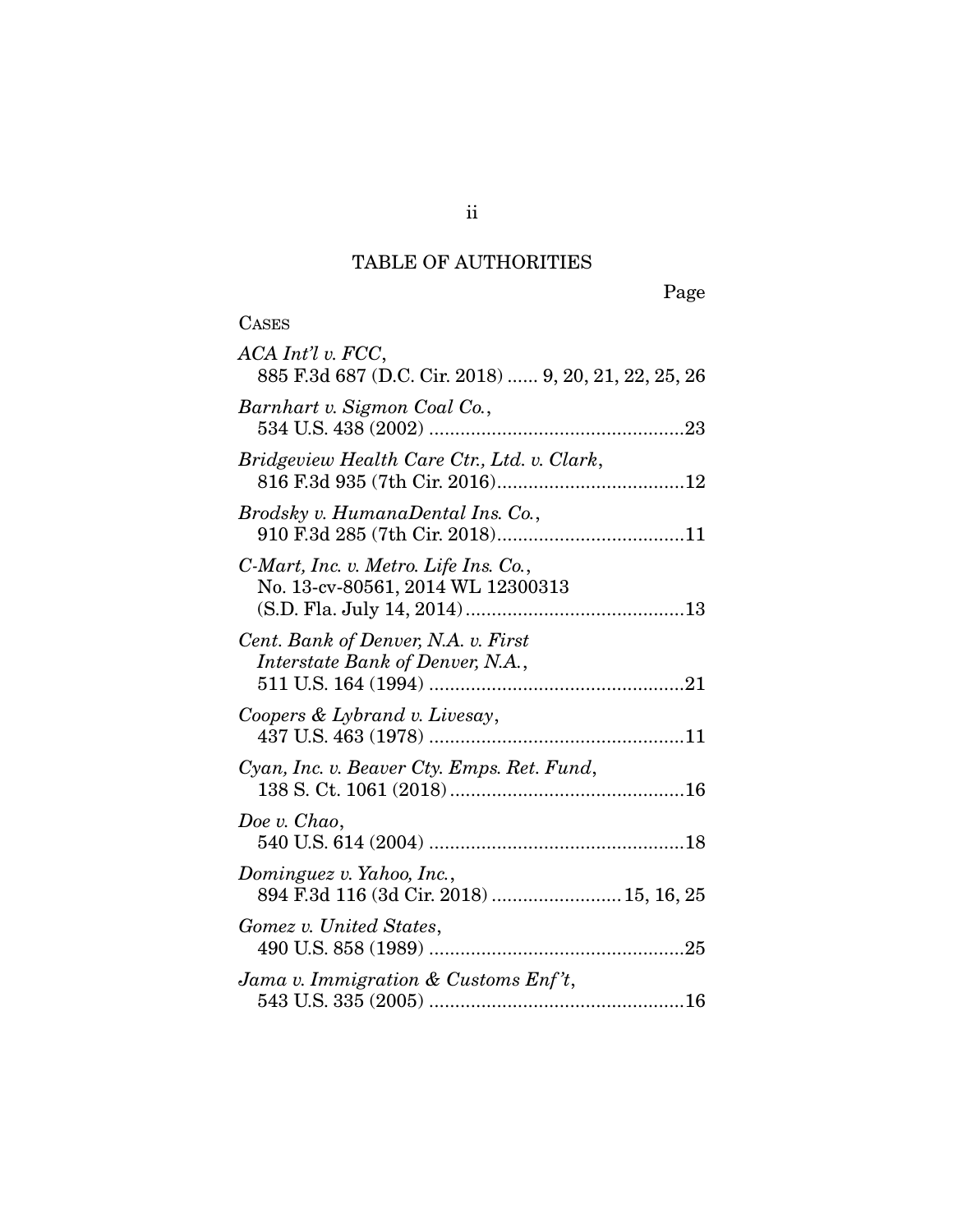# TABLE OF AUTHORITIES

Page

CASES

*ACA Int'l v. FCC*,
885 F.3d 687 (D.C. Cir. 2018) ...... 9, 20, 21, 22, 25, 26

*Barnhart v. Sigmon Coal Co.*,
534 U.S. 438 (2002) ................................................23

*Bridgeview Health Care Ctr., Ltd. v. Clark*,
816 F.3d 935 (7th Cir. 2016)....................................12

*Brodsky v. HumanaDental Ins. Co.*,
910 F.3d 285 (7th Cir. 2018)....................................11

*C-Mart, Inc. v. Metro. Life Ins. Co.*,
No. 13-cv-80561, 2014 WL 12300313
(S.D. Fla. July 14, 2014)..........................................13

*Cent. Bank of Denver, N.A. v. First Interstate Bank of Denver, N.A.*,
511 U.S. 164 (1994) ................................................21

*Coopers & Lybrand v. Livesay*,
437 U.S. 463 (1978) ................................................11

*Cyan, Inc. v. Beaver Cty. Emps. Ret. Fund*,
138 S. Ct. 1061 (2018)............................................16

*Doe v. Chao*,
540 U.S. 614 (2004) ................................................18

*Dominguez v. Yahoo, Inc.*,
894 F.3d 116 (3d Cir. 2018) ........................ 15, 16, 25

*Gomez v. United States*,
490 U.S. 858 (1989) ................................................25

*Jama v. Immigration & Customs Enf't*,
543 U.S. 335 (2005) ................................................16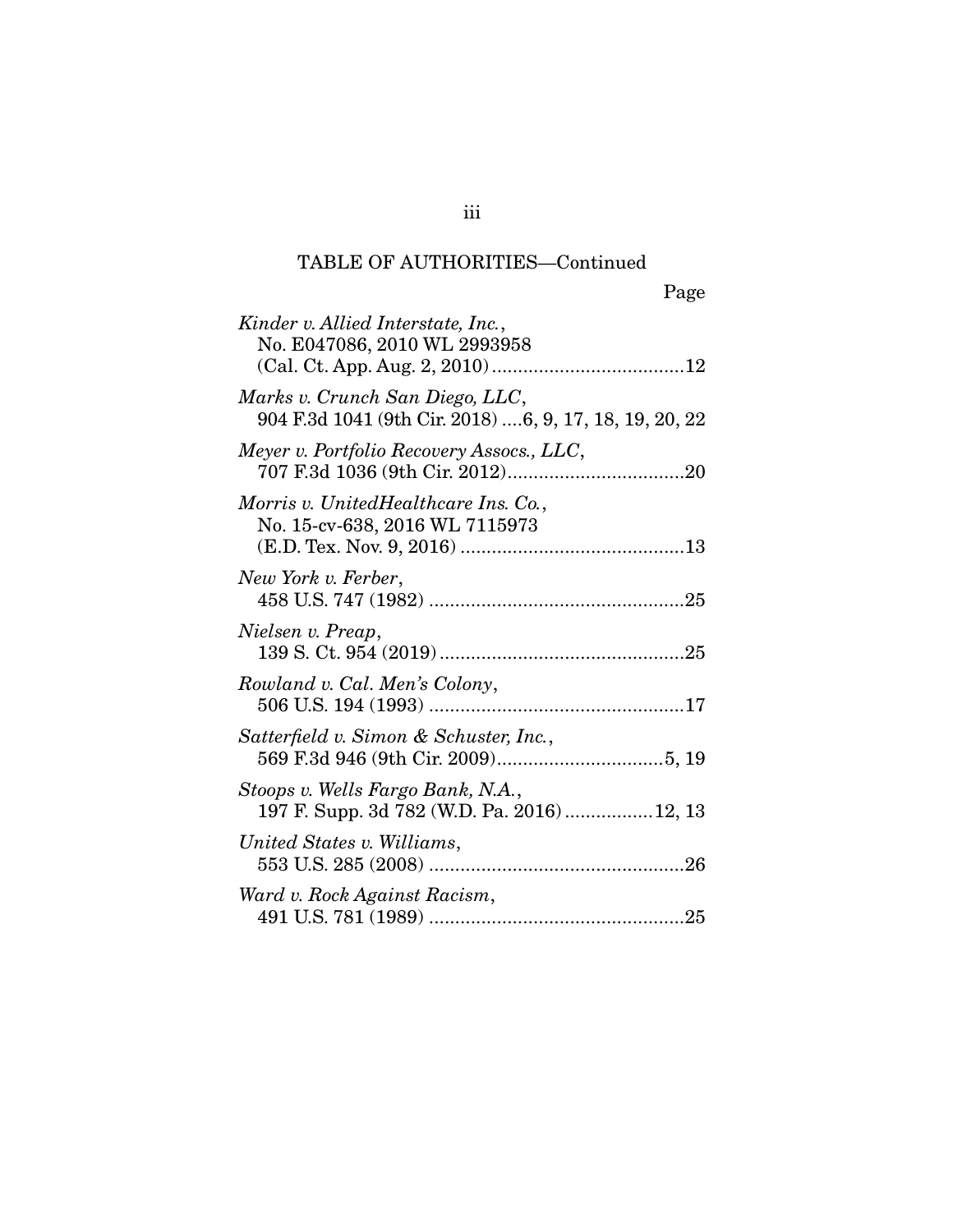## TABLE OF AUTHORITIES—Continued

Page

*Kinder v. Allied Interstate, Inc.*, No. E047086, 2010 WL 2993958 (Cal. Ct. App. Aug. 2, 2010) ....................................12

*Marks v. Crunch San Diego, LLC*, 904 F.3d 1041 (9th Cir. 2018) ....6, 9, 17, 18, 19, 20, 22

*Meyer v. Portfolio Recovery Assocs., LLC*, 707 F.3d 1036 (9th Cir. 2012).................................20

*Morris v. UnitedHealthcare Ins. Co.*, No. 15-cv-638, 2016 WL 7115973 (E.D. Tex. Nov. 9, 2016) ..........................................13

*New York v. Ferber*, 458 U.S. 747 (1982) ................................................25

*Nielsen v. Preap*, 139 S. Ct. 954 (2019) ..............................................25

*Rowland v. Cal. Men's Colony*, 506 U.S. 194 (1993) ................................................17

*Satterfield v. Simon & Schuster, Inc.*, 569 F.3d 946 (9th Cir. 2009)...............................5, 19

*Stoops v. Wells Fargo Bank, N.A.*, 197 F. Supp. 3d 782 (W.D. Pa. 2016)................12, 13

*United States v. Williams*, 553 U.S. 285 (2008) ................................................26

*Ward v. Rock Against Racism*, 491 U.S. 781 (1989) ................................................25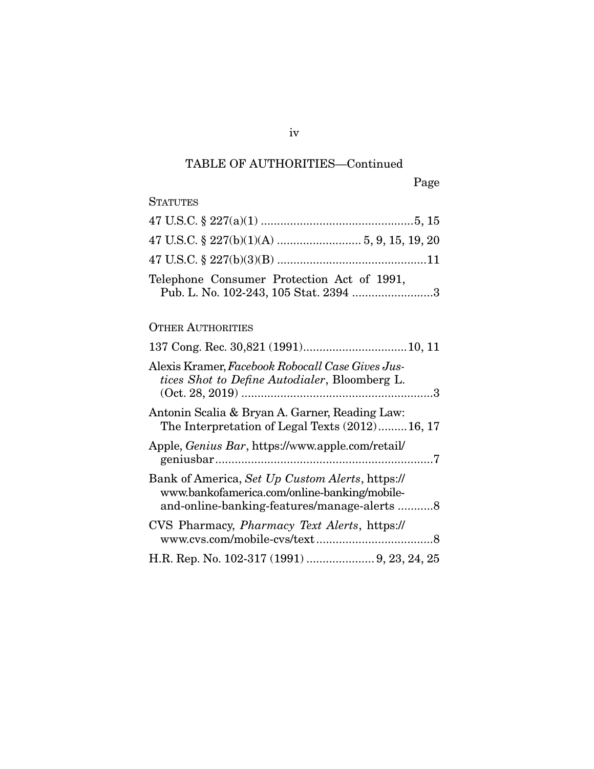TABLE OF AUTHORITIES—Continued

| | Page |
|---|---|
| **STATUTES** | |
| 47 U.S.C. § 227(a)(1) | 5, 15 |
| 47 U.S.C. § 227(b)(1)(A) | 5, 9, 15, 19, 20 |
| 47 U.S.C. § 227(b)(3)(B) | 11 |
| Telephone Consumer Protection Act of 1991, Pub. L. No. 102-243, 105 Stat. 2394 | 3 |
| **OTHER AUTHORITIES** | |
| 137 Cong. Rec. 30,821 (1991) | 10, 11 |
| Alexis Kramer, *Facebook Robocall Case Gives Justices Shot to Define Autodialer*, Bloomberg L. (Oct. 28, 2019) | 3 |
| Antonin Scalia & Bryan A. Garner, Reading Law: The Interpretation of Legal Texts (2012) | 16, 17 |
| Apple, *Genius Bar*, https://www.apple.com/retail/geniusbar | 7 |
| Bank of America, *Set Up Custom Alerts*, https://www.bankofamerica.com/online-banking/mobile-and-online-banking-features/manage-alerts | 8 |
| CVS Pharmacy, *Pharmacy Text Alerts*, https://www.cvs.com/mobile-cvs/text | 8 |
| H.R. Rep. No. 102-317 (1991) | 9, 23, 24, 25 |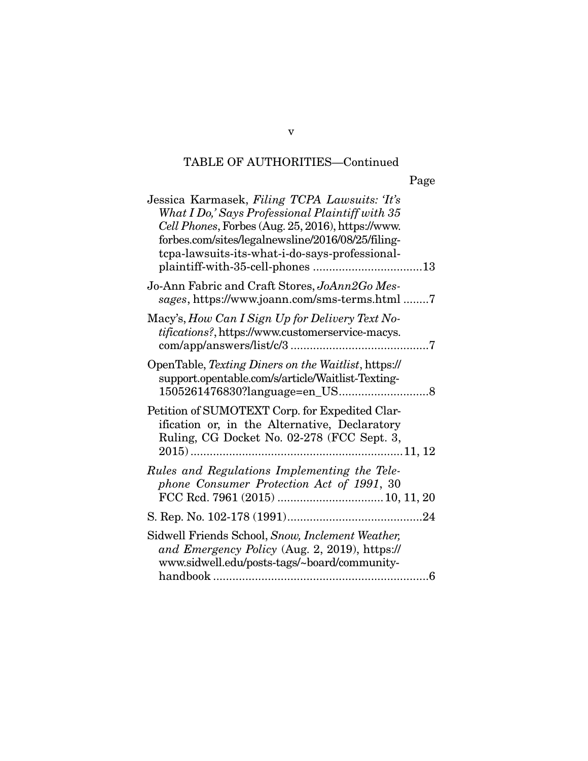TABLE OF AUTHORITIES—Continued

Page

Jessica Karmasek, *Filing TCPA Lawsuits: 'It's What I Do,' Says Professional Plaintiff with 35 Cell Phones*, Forbes (Aug. 25, 2016), https://www.forbes.com/sites/legalnewsline/2016/08/25/filing-tcpa-lawsuits-its-what-i-do-says-professional-plaintiff-with-35-cell-phones ..................................13

Jo-Ann Fabric and Craft Stores, *JoAnn2Go Messages*, https://www.joann.com/sms-terms.html ........7

Macy's, *How Can I Sign Up for Delivery Text Notifications?*, https://www.customerservice-macys.com/app/answers/list/c/3 ...........................................7

OpenTable, *Texting Diners on the Waitlist*, https://support.opentable.com/s/article/Waitlist-Texting-1505261476830?language=en_US............................8

Petition of SUMOTEXT Corp. for Expedited Clarification or, in the Alternative, Declaratory Ruling, CG Docket No. 02-278 (FCC Sept. 3, 2015)..................................................................11, 12

*Rules and Regulations Implementing the Telephone Consumer Protection Act of 1991*, 30 FCC Rcd. 7961 (2015) ................................. 10, 11, 20

S. Rep. No. 102-178 (1991)..........................................24

Sidwell Friends School, *Snow, Inclement Weather, and Emergency Policy* (Aug. 2, 2019), https://www.sidwell.edu/posts-tags/~board/community-handbook ...................................................................6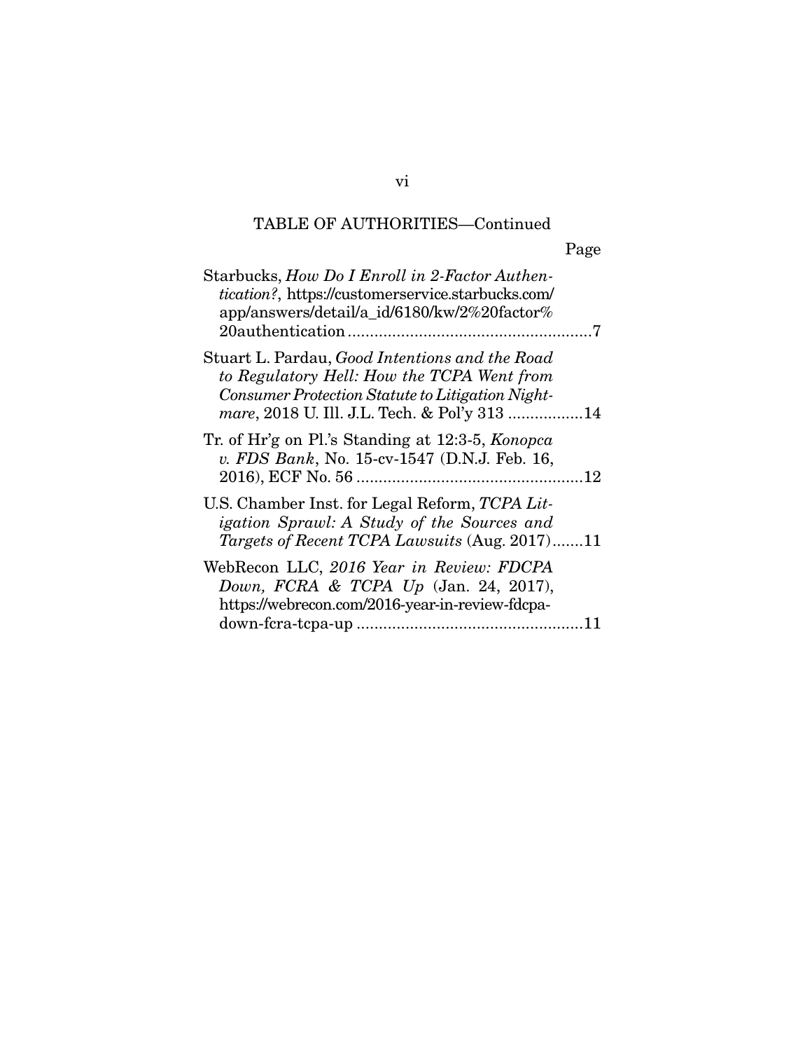TABLE OF AUTHORITIES—Continued

Page

Starbucks, *How Do I Enroll in 2-Factor Authentication?*, https://customerservice.starbucks.com/app/answers/detail/a_id/6180/kw/2%20factor%20authentication ........................................................7

Stuart L. Pardau, *Good Intentions and the Road to Regulatory Hell: How the TCPA Went from Consumer Protection Statute to Litigation Nightmare*, 2018 U. Ill. J.L. Tech. & Pol'y 313 .................14

Tr. of Hr'g on Pl.'s Standing at 12:3-5, *Konopca v. FDS Bank*, No. 15-cv-1547 (D.N.J. Feb. 16, 2016), ECF No. 56 ....................................................12

U.S. Chamber Inst. for Legal Reform, *TCPA Litigation Sprawl: A Study of the Sources and Targets of Recent TCPA Lawsuits* (Aug. 2017).......11

WebRecon LLC, *2016 Year in Review: FDCPA Down, FCRA & TCPA Up* (Jan. 24, 2017), https://webrecon.com/2016-year-in-review-fdcpa-down-fcra-tcpa-up ....................................................11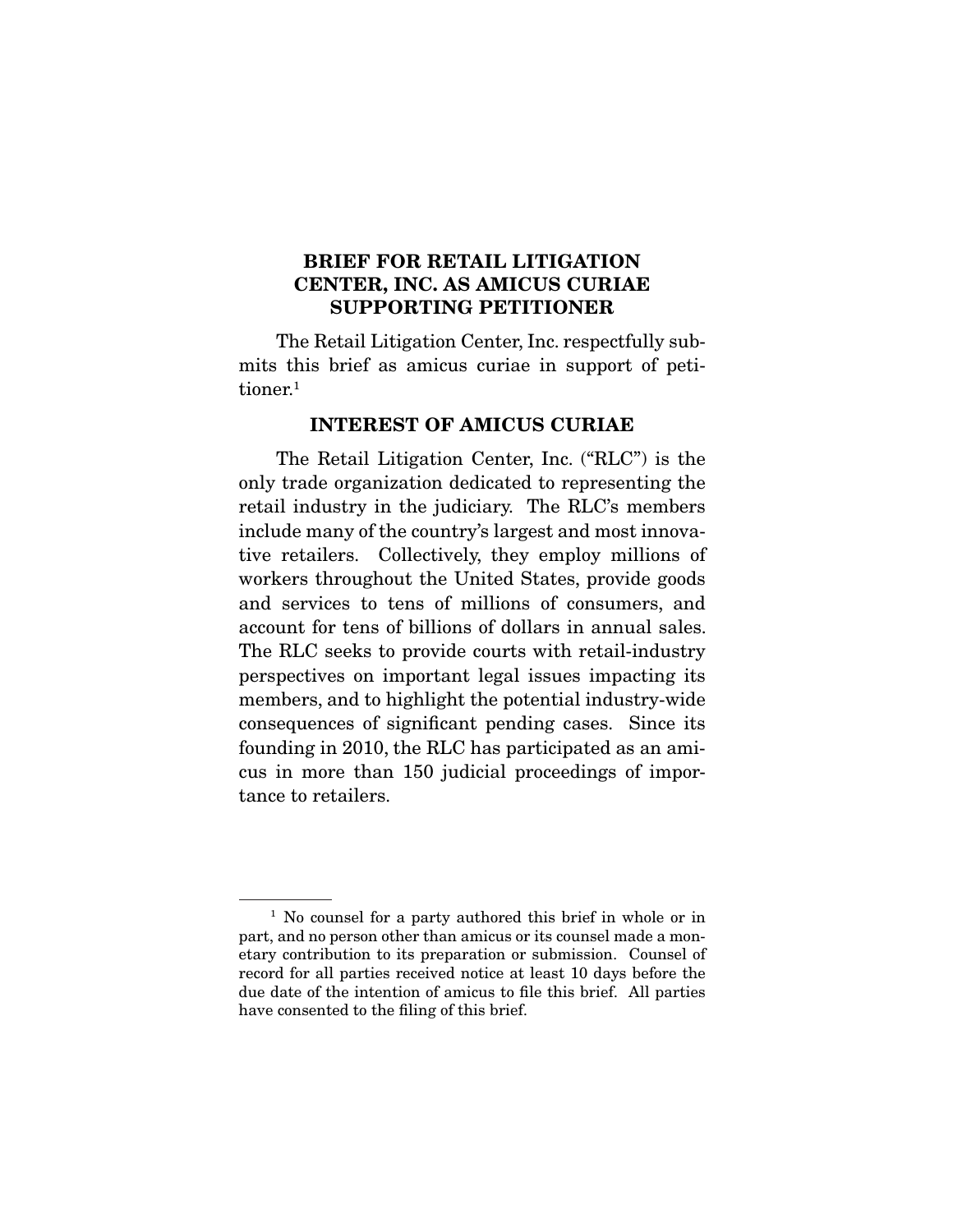## BRIEF FOR RETAIL LITIGATION CENTER, INC. AS AMICUS CURIAE SUPPORTING PETITIONER

The Retail Litigation Center, Inc. respectfully submits this brief as amicus curiae in support of petitioner.[1]

## INTEREST OF AMICUS CURIAE

The Retail Litigation Center, Inc. ("RLC") is the only trade organization dedicated to representing the retail industry in the judiciary. The RLC's members include many of the country's largest and most innovative retailers. Collectively, they employ millions of workers throughout the United States, provide goods and services to tens of millions of consumers, and account for tens of billions of dollars in annual sales. The RLC seeks to provide courts with retail-industry perspectives on important legal issues impacting its members, and to highlight the potential industry-wide consequences of significant pending cases. Since its founding in 2010, the RLC has participated as an amicus in more than 150 judicial proceedings of importance to retailers.

---

[1] No counsel for a party authored this brief in whole or in part, and no person other than amicus or its counsel made a monetary contribution to its preparation or submission. Counsel of record for all parties received notice at least 10 days before the due date of the intention of amicus to file this brief. All parties have consented to the filing of this brief.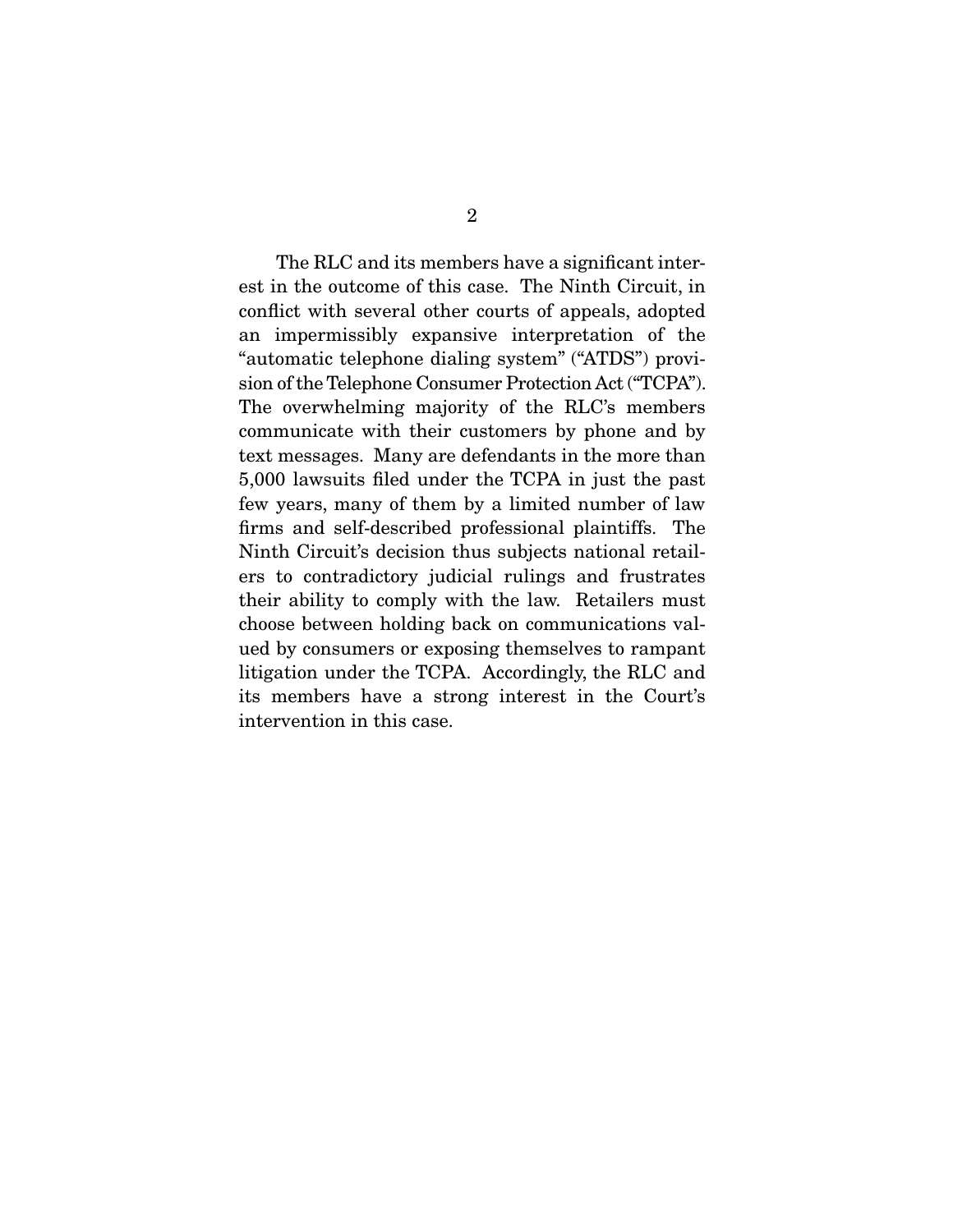The RLC and its members have a significant interest in the outcome of this case. The Ninth Circuit, in conflict with several other courts of appeals, adopted an impermissibly expansive interpretation of the "automatic telephone dialing system" ("ATDS") provision of the Telephone Consumer Protection Act ("TCPA"). The overwhelming majority of the RLC's members communicate with their customers by phone and by text messages. Many are defendants in the more than 5,000 lawsuits filed under the TCPA in just the past few years, many of them by a limited number of law firms and self-described professional plaintiffs. The Ninth Circuit's decision thus subjects national retailers to contradictory judicial rulings and frustrates their ability to comply with the law. Retailers must choose between holding back on communications valued by consumers or exposing themselves to rampant litigation under the TCPA. Accordingly, the RLC and its members have a strong interest in the Court's intervention in this case.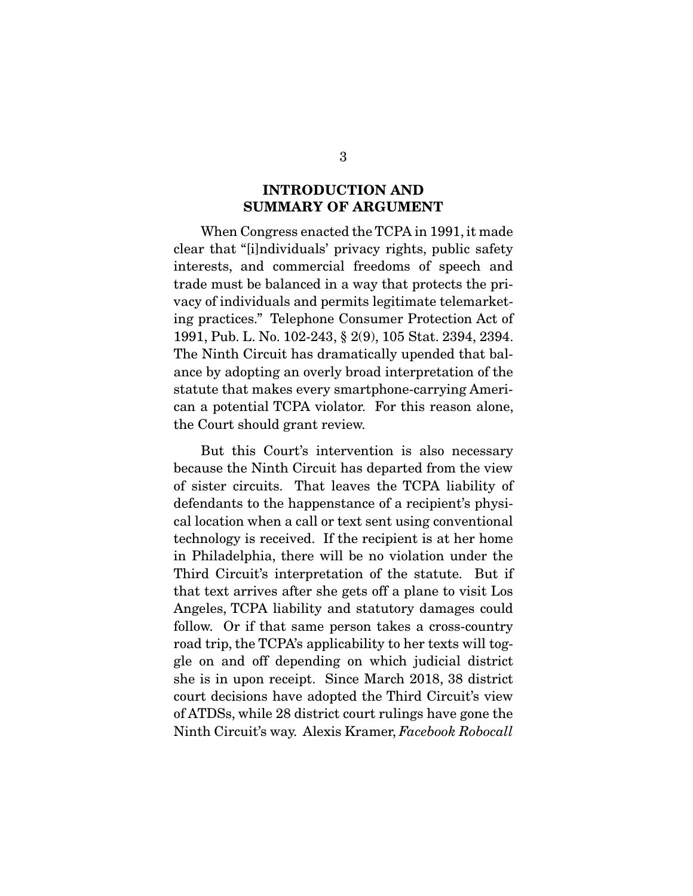## INTRODUCTION AND SUMMARY OF ARGUMENT

When Congress enacted the TCPA in 1991, it made clear that "[i]ndividuals' privacy rights, public safety interests, and commercial freedoms of speech and trade must be balanced in a way that protects the privacy of individuals and permits legitimate telemarketing practices." Telephone Consumer Protection Act of 1991, Pub. L. No. 102-243, § 2(9), 105 Stat. 2394, 2394. The Ninth Circuit has dramatically upended that balance by adopting an overly broad interpretation of the statute that makes every smartphone-carrying American a potential TCPA violator. For this reason alone, the Court should grant review.

But this Court's intervention is also necessary because the Ninth Circuit has departed from the view of sister circuits. That leaves the TCPA liability of defendants to the happenstance of a recipient's physical location when a call or text sent using conventional technology is received. If the recipient is at her home in Philadelphia, there will be no violation under the Third Circuit's interpretation of the statute. But if that text arrives after she gets off a plane to visit Los Angeles, TCPA liability and statutory damages could follow. Or if that same person takes a cross-country road trip, the TCPA's applicability to her texts will toggle on and off depending on which judicial district she is in upon receipt. Since March 2018, 38 district court decisions have adopted the Third Circuit's view of ATDSs, while 28 district court rulings have gone the Ninth Circuit's way. Alexis Kramer, *Facebook Robocall*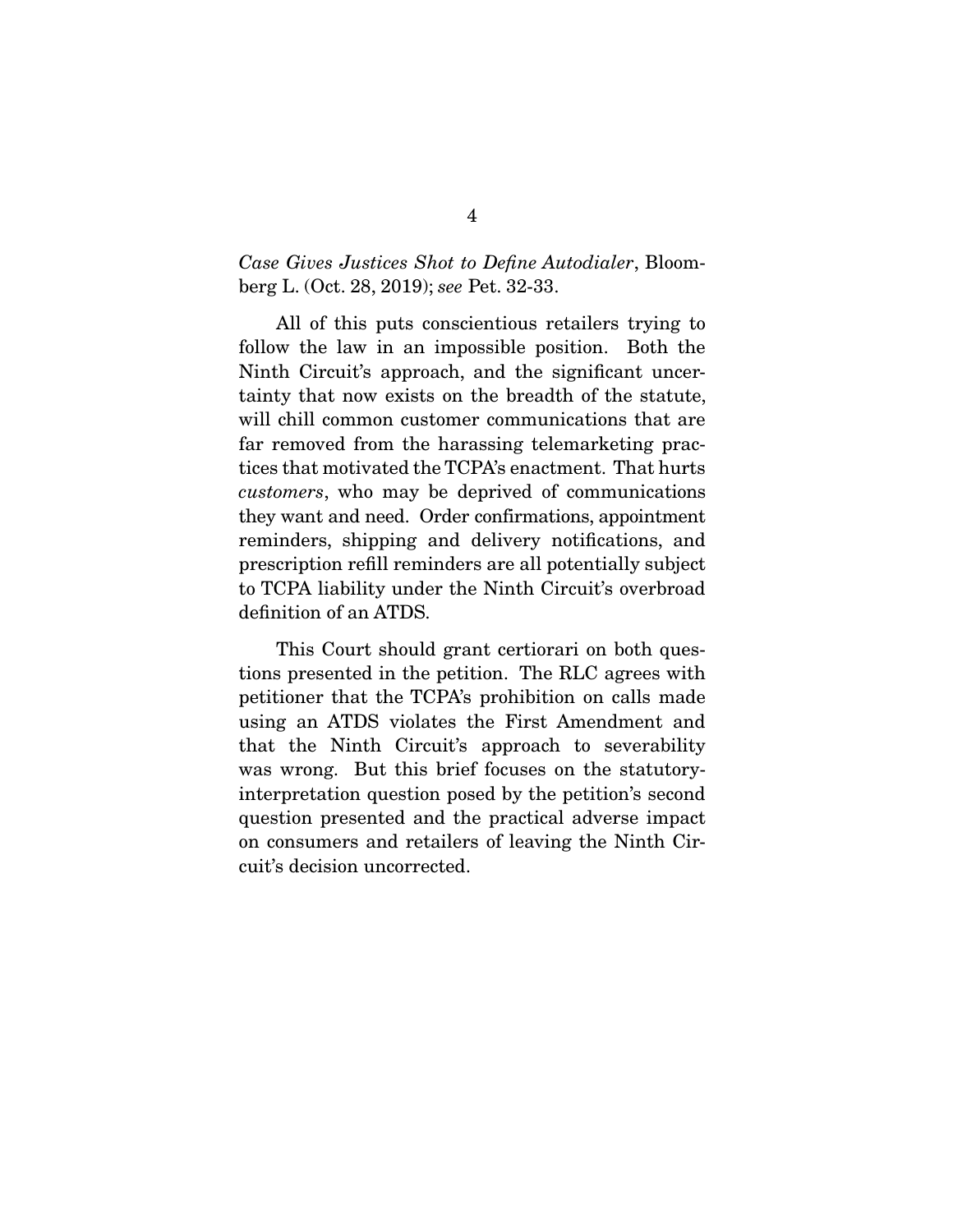*Case Gives Justices Shot to Define Autodialer*, Bloomberg L. (Oct. 28, 2019); *see* Pet. 32-33.

All of this puts conscientious retailers trying to follow the law in an impossible position. Both the Ninth Circuit's approach, and the significant uncertainty that now exists on the breadth of the statute, will chill common customer communications that are far removed from the harassing telemarketing practices that motivated the TCPA's enactment. That hurts *customers*, who may be deprived of communications they want and need. Order confirmations, appointment reminders, shipping and delivery notifications, and prescription refill reminders are all potentially subject to TCPA liability under the Ninth Circuit's overbroad definition of an ATDS.

This Court should grant certiorari on both questions presented in the petition. The RLC agrees with petitioner that the TCPA's prohibition on calls made using an ATDS violates the First Amendment and that the Ninth Circuit's approach to severability was wrong. But this brief focuses on the statutory-interpretation question posed by the petition's second question presented and the practical adverse impact on consumers and retailers of leaving the Ninth Circuit's decision uncorrected.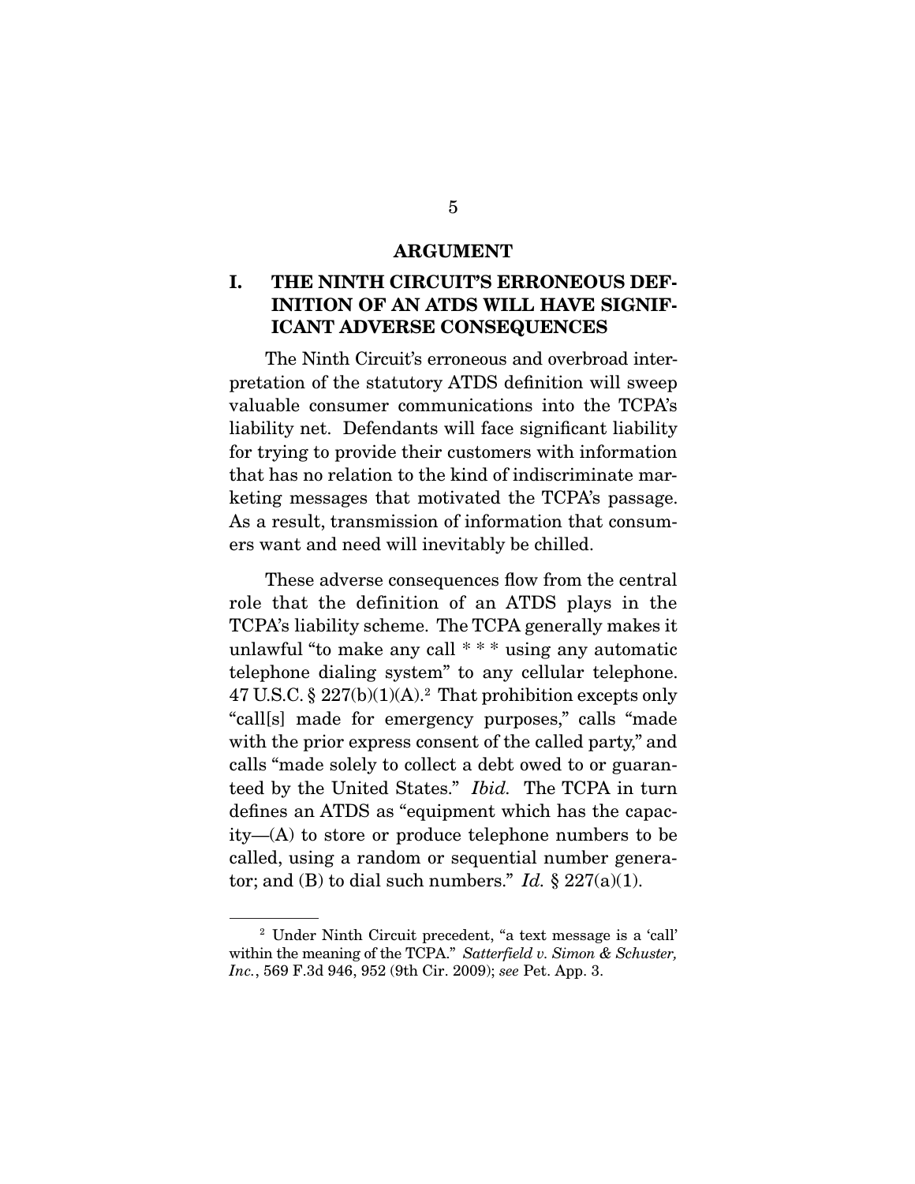# ARGUMENT

## I. THE NINTH CIRCUIT'S ERRONEOUS DEFINITION OF AN ATDS WILL HAVE SIGNIFICANT ADVERSE CONSEQUENCES

The Ninth Circuit's erroneous and overbroad interpretation of the statutory ATDS definition will sweep valuable consumer communications into the TCPA's liability net. Defendants will face significant liability for trying to provide their customers with information that has no relation to the kind of indiscriminate marketing messages that motivated the TCPA's passage. As a result, transmission of information that consumers want and need will inevitably be chilled.

These adverse consequences flow from the central role that the definition of an ATDS plays in the TCPA's liability scheme. The TCPA generally makes it unlawful "to make any call * * * using any automatic telephone dialing system" to any cellular telephone. 47 U.S.C. § 227(b)(1)(A).[2] That prohibition excepts only "call[s] made for emergency purposes," calls "made with the prior express consent of the called party," and calls "made solely to collect a debt owed to or guaranteed by the United States." *Ibid.* The TCPA in turn defines an ATDS as "equipment which has the capacity—(A) to store or produce telephone numbers to be called, using a random or sequential number generator; and (B) to dial such numbers." *Id.* § 227(a)(1).

---

[2] Under Ninth Circuit precedent, "a text message is a 'call' within the meaning of the TCPA." *Satterfield v. Simon & Schuster, Inc.*, 569 F.3d 946, 952 (9th Cir. 2009); *see* Pet. App. 3.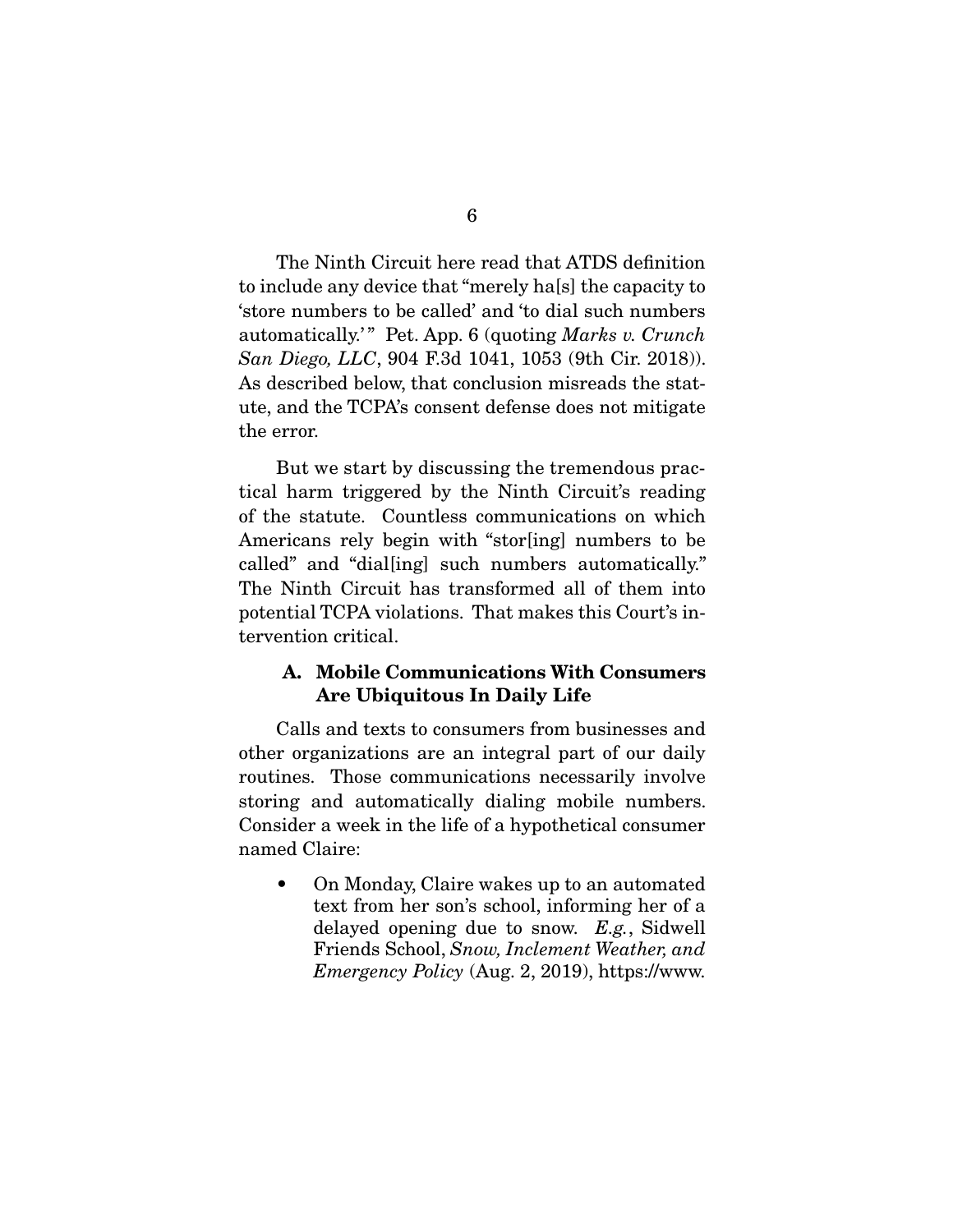The Ninth Circuit here read that ATDS definition to include any device that "merely ha[s] the capacity to 'store numbers to be called' and 'to dial such numbers automatically.'" Pet. App. 6 (quoting *Marks v. Crunch San Diego, LLC*, 904 F.3d 1041, 1053 (9th Cir. 2018)). As described below, that conclusion misreads the statute, and the TCPA's consent defense does not mitigate the error.

But we start by discussing the tremendous practical harm triggered by the Ninth Circuit's reading of the statute. Countless communications on which Americans rely begin with "stor[ing] numbers to be called" and "dial[ing] such numbers automatically." The Ninth Circuit has transformed all of them into potential TCPA violations. That makes this Court's intervention critical.

### A. Mobile Communications With Consumers Are Ubiquitous In Daily Life

Calls and texts to consumers from businesses and other organizations are an integral part of our daily routines. Those communications necessarily involve storing and automatically dialing mobile numbers. Consider a week in the life of a hypothetical consumer named Claire:

- On Monday, Claire wakes up to an automated text from her son's school, informing her of a delayed opening due to snow. *E.g.*, Sidwell Friends School, *Snow, Inclement Weather, and Emergency Policy* (Aug. 2, 2019), https://www.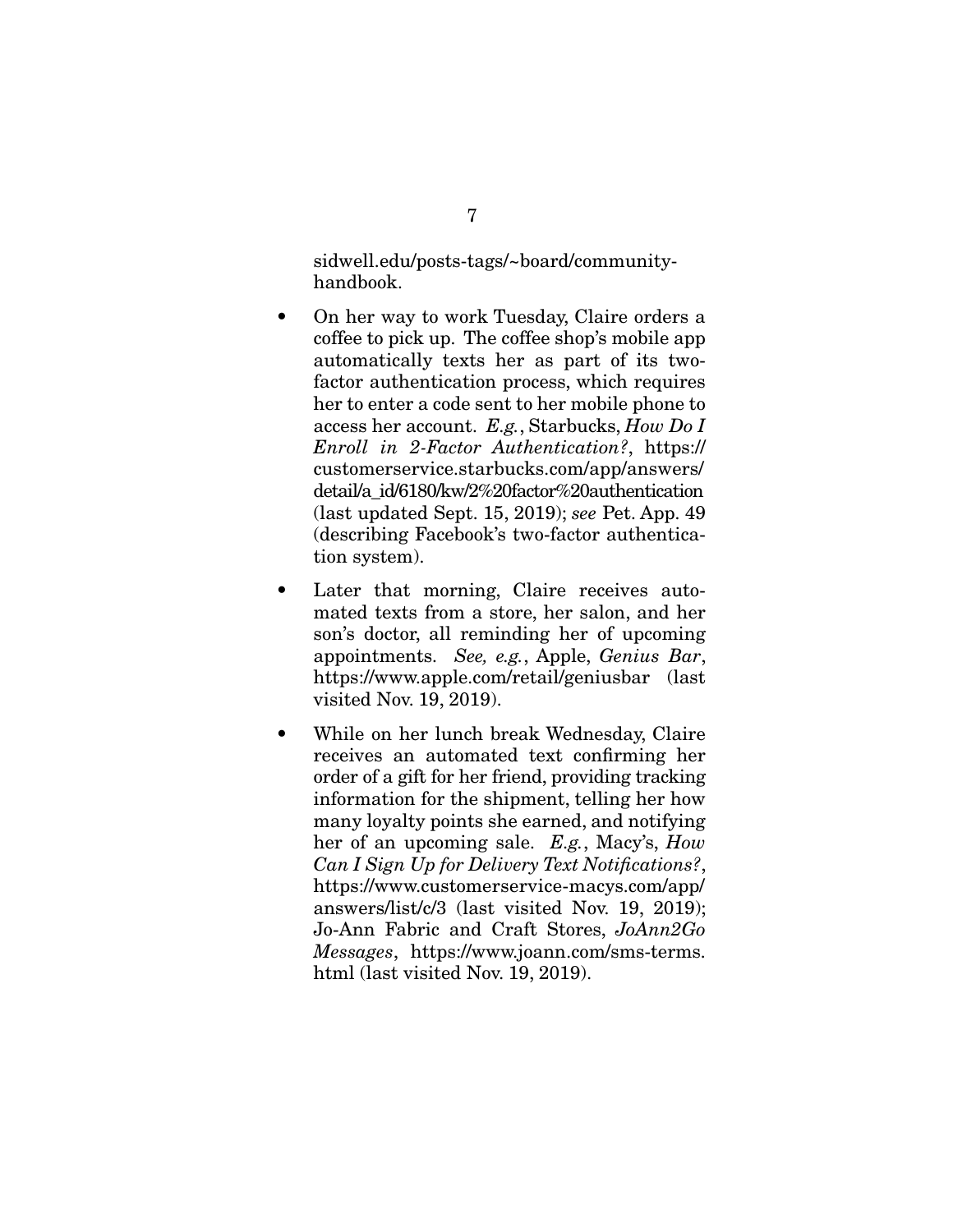sidwell.edu/posts-tags/~board/community-handbook.

- On her way to work Tuesday, Claire orders a coffee to pick up. The coffee shop's mobile app automatically texts her as part of its two-factor authentication process, which requires her to enter a code sent to her mobile phone to access her account. *E.g.*, Starbucks, *How Do I Enroll in 2-Factor Authentication?*, https://customerservice.starbucks.com/app/answers/detail/a_id/6180/kw/2%20factor%20authentication (last updated Sept. 15, 2019); *see* Pet. App. 49 (describing Facebook's two-factor authentication system).

- Later that morning, Claire receives automated texts from a store, her salon, and her son's doctor, all reminding her of upcoming appointments. *See, e.g.*, Apple, *Genius Bar*, https://www.apple.com/retail/geniusbar (last visited Nov. 19, 2019).

- While on her lunch break Wednesday, Claire receives an automated text confirming her order of a gift for her friend, providing tracking information for the shipment, telling her how many loyalty points she earned, and notifying her of an upcoming sale. *E.g.*, Macy's, *How Can I Sign Up for Delivery Text Notifications?*, https://www.customerservice-macys.com/app/answers/list/c/3 (last visited Nov. 19, 2019); Jo-Ann Fabric and Craft Stores, *JoAnn2Go Messages*, https://www.joann.com/sms-terms.html (last visited Nov. 19, 2019).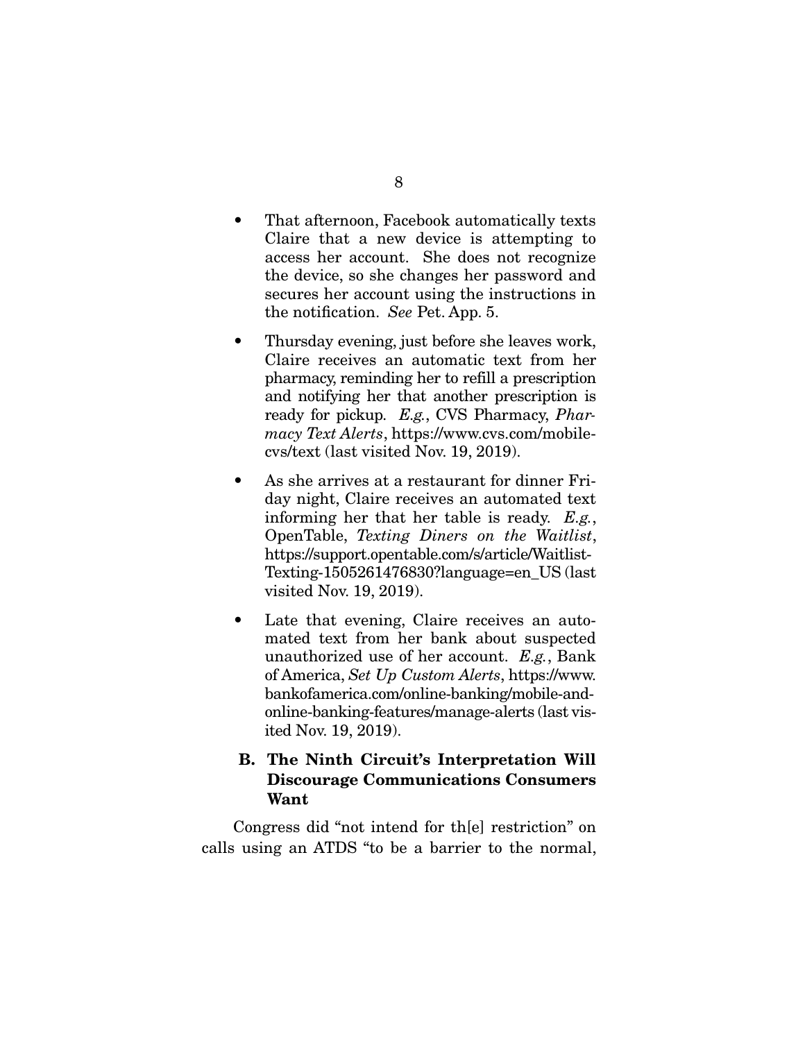- That afternoon, Facebook automatically texts Claire that a new device is attempting to access her account. She does not recognize the device, so she changes her password and secures her account using the instructions in the notification. *See* Pet. App. 5.

- Thursday evening, just before she leaves work, Claire receives an automatic text from her pharmacy, reminding her to refill a prescription and notifying her that another prescription is ready for pickup. *E.g.*, CVS Pharmacy, *Pharmacy Text Alerts*, https://www.cvs.com/mobile-cvs/text (last visited Nov. 19, 2019).

- As she arrives at a restaurant for dinner Friday night, Claire receives an automated text informing her that her table is ready. *E.g.*, OpenTable, *Texting Diners on the Waitlist*, https://support.opentable.com/s/article/Waitlist-Texting-1505261476830?language=en_US (last visited Nov. 19, 2019).

- Late that evening, Claire receives an automated text from her bank about suspected unauthorized use of her account. *E.g.*, Bank of America, *Set Up Custom Alerts*, https://www.bankofamerica.com/online-banking/mobile-and-online-banking-features/manage-alerts (last visited Nov. 19, 2019).

### B. The Ninth Circuit's Interpretation Will Discourage Communications Consumers Want

Congress did "not intend for th[e] restriction" on calls using an ATDS "to be a barrier to the normal,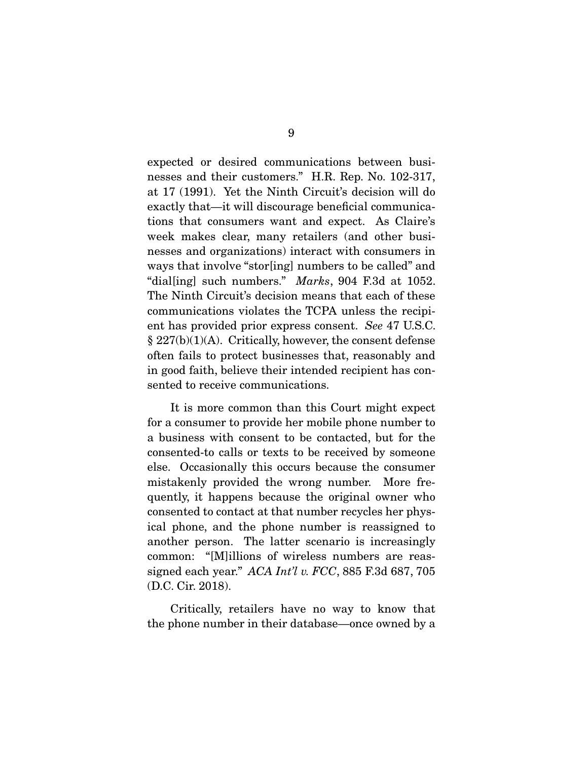expected or desired communications between businesses and their customers." H.R. Rep. No. 102-317, at 17 (1991). Yet the Ninth Circuit's decision will do exactly that—it will discourage beneficial communications that consumers want and expect. As Claire's week makes clear, many retailers (and other businesses and organizations) interact with consumers in ways that involve "stor[ing] numbers to be called" and "dial[ing] such numbers." *Marks*, 904 F.3d at 1052. The Ninth Circuit's decision means that each of these communications violates the TCPA unless the recipient has provided prior express consent. *See* 47 U.S.C. § 227(b)(1)(A). Critically, however, the consent defense often fails to protect businesses that, reasonably and in good faith, believe their intended recipient has consented to receive communications.

It is more common than this Court might expect for a consumer to provide her mobile phone number to a business with consent to be contacted, but for the consented-to calls or texts to be received by someone else. Occasionally this occurs because the consumer mistakenly provided the wrong number. More frequently, it happens because the original owner who consented to contact at that number recycles her physical phone, and the phone number is reassigned to another person. The latter scenario is increasingly common: "[M]illions of wireless numbers are reassigned each year." *ACA Int'l v. FCC*, 885 F.3d 687, 705 (D.C. Cir. 2018).

Critically, retailers have no way to know that the phone number in their database—once owned by a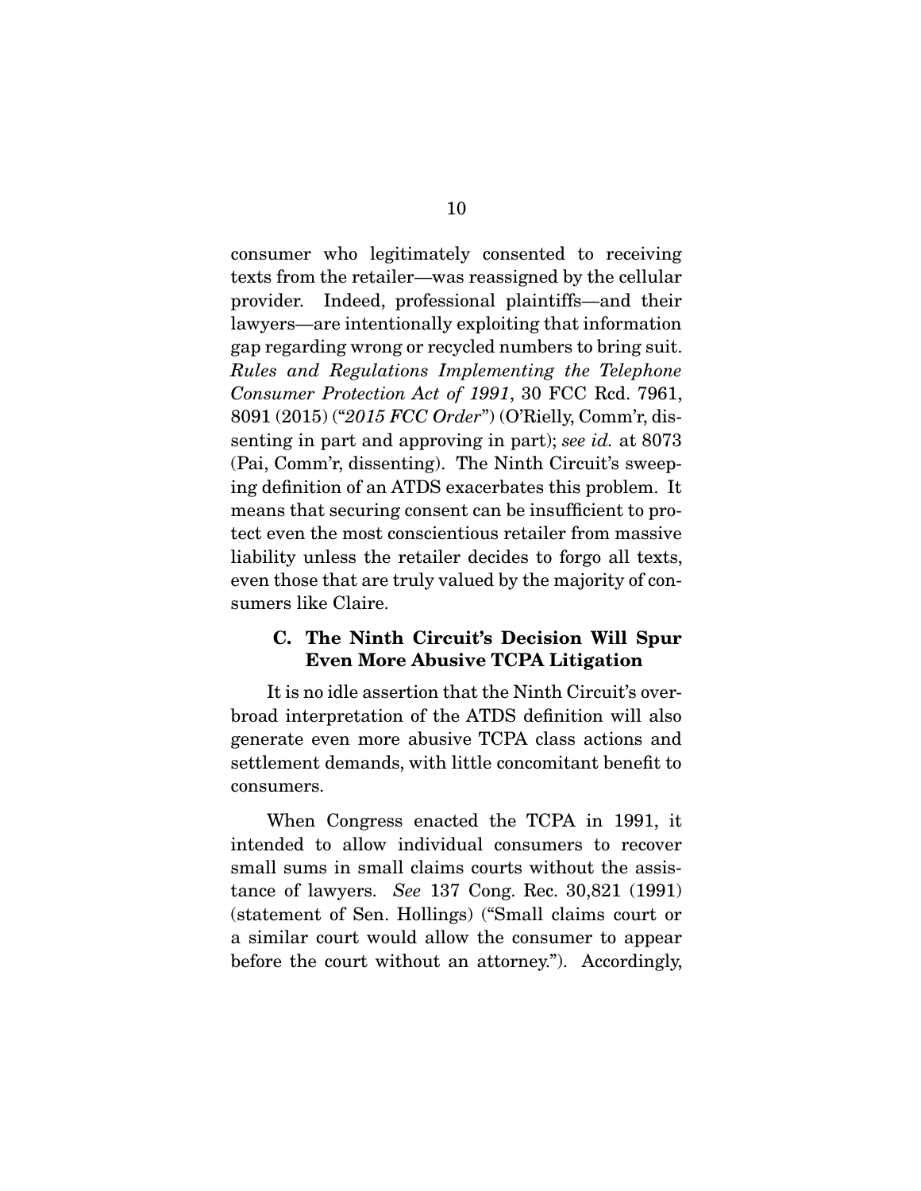consumer who legitimately consented to receiving texts from the retailer—was reassigned by the cellular provider. Indeed, professional plaintiffs—and their lawyers—are intentionally exploiting that information gap regarding wrong or recycled numbers to bring suit. *Rules and Regulations Implementing the Telephone Consumer Protection Act of 1991*, 30 FCC Rcd. 7961, 8091 (2015) ("*2015 FCC Order*") (O'Rielly, Comm'r, dissenting in part and approving in part); *see id.* at 8073 (Pai, Comm'r, dissenting). The Ninth Circuit's sweeping definition of an ATDS exacerbates this problem. It means that securing consent can be insufficient to protect even the most conscientious retailer from massive liability unless the retailer decides to forgo all texts, even those that are truly valued by the majority of consumers like Claire.

### C. The Ninth Circuit's Decision Will Spur Even More Abusive TCPA Litigation

It is no idle assertion that the Ninth Circuit's overbroad interpretation of the ATDS definition will also generate even more abusive TCPA class actions and settlement demands, with little concomitant benefit to consumers.

When Congress enacted the TCPA in 1991, it intended to allow individual consumers to recover small sums in small claims courts without the assistance of lawyers. *See* 137 Cong. Rec. 30,821 (1991) (statement of Sen. Hollings) ("Small claims court or a similar court would allow the consumer to appear before the court without an attorney."). Accordingly,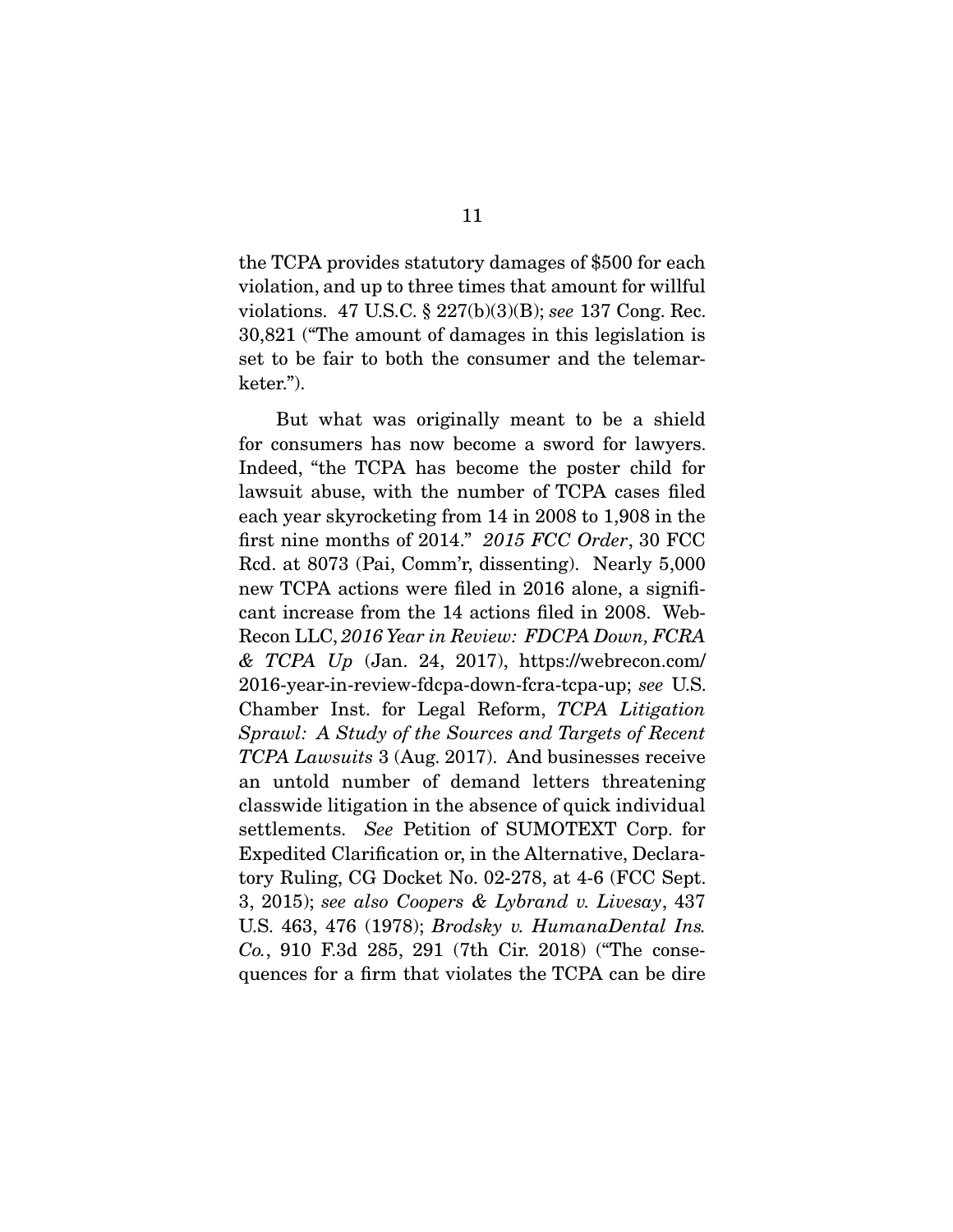the TCPA provides statutory damages of $500 for each violation, and up to three times that amount for willful violations. 47 U.S.C. § 227(b)(3)(B); *see* 137 Cong. Rec. 30,821 ("The amount of damages in this legislation is set to be fair to both the consumer and the telemarketer.").

But what was originally meant to be a shield for consumers has now become a sword for lawyers. Indeed, "the TCPA has become the poster child for lawsuit abuse, with the number of TCPA cases filed each year skyrocketing from 14 in 2008 to 1,908 in the first nine months of 2014." *2015 FCC Order*, 30 FCC Rcd. at 8073 (Pai, Comm'r, dissenting). Nearly 5,000 new TCPA actions were filed in 2016 alone, a significant increase from the 14 actions filed in 2008. WebRecon LLC, *2016 Year in Review: FDCPA Down, FCRA & TCPA Up* (Jan. 24, 2017), https://webrecon.com/2016-year-in-review-fdcpa-down-fcra-tcpa-up; *see* U.S. Chamber Inst. for Legal Reform, *TCPA Litigation Sprawl: A Study of the Sources and Targets of Recent TCPA Lawsuits* 3 (Aug. 2017). And businesses receive an untold number of demand letters threatening classwide litigation in the absence of quick individual settlements. *See* Petition of SUMOTEXT Corp. for Expedited Clarification or, in the Alternative, Declaratory Ruling, CG Docket No. 02-278, at 4-6 (FCC Sept. 3, 2015); *see also Coopers & Lybrand v. Livesay*, 437 U.S. 463, 476 (1978); *Brodsky v. HumanaDental Ins. Co.*, 910 F.3d 285, 291 (7th Cir. 2018) ("The consequences for a firm that violates the TCPA can be dire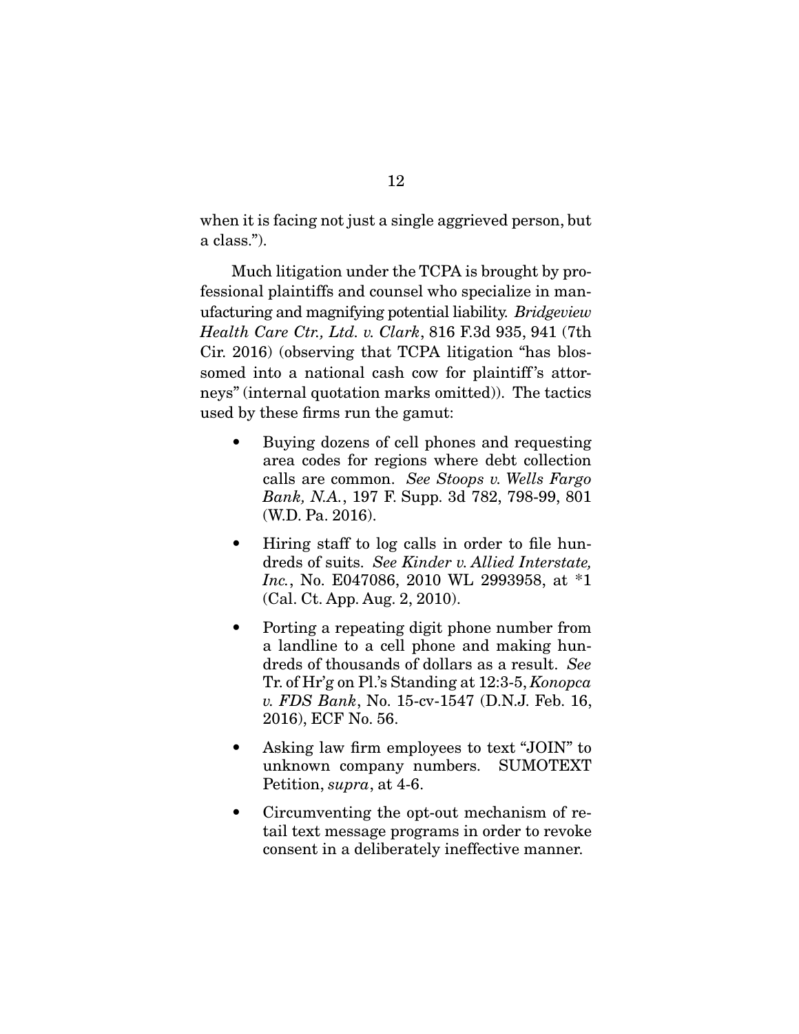when it is facing not just a single aggrieved person, but a class.").

Much litigation under the TCPA is brought by professional plaintiffs and counsel who specialize in manufacturing and magnifying potential liability. *Bridgeview Health Care Ctr., Ltd. v. Clark*, 816 F.3d 935, 941 (7th Cir. 2016) (observing that TCPA litigation "has blossomed into a national cash cow for plaintiff's attorneys" (internal quotation marks omitted)). The tactics used by these firms run the gamut:

- Buying dozens of cell phones and requesting area codes for regions where debt collection calls are common. *See Stoops v. Wells Fargo Bank, N.A.*, 197 F. Supp. 3d 782, 798-99, 801 (W.D. Pa. 2016).
- Hiring staff to log calls in order to file hundreds of suits. *See Kinder v. Allied Interstate, Inc.*, No. E047086, 2010 WL 2993958, at *1 (Cal. Ct. App. Aug. 2, 2010).
- Porting a repeating digit phone number from a landline to a cell phone and making hundreds of thousands of dollars as a result. *See* Tr. of Hr'g on Pl.'s Standing at 12:3-5, *Konopca v. FDS Bank*, No. 15-cv-1547 (D.N.J. Feb. 16, 2016), ECF No. 56.
- Asking law firm employees to text "JOIN" to unknown company numbers. SUMOTEXT Petition, *supra*, at 4-6.
- Circumventing the opt-out mechanism of retail text message programs in order to revoke consent in a deliberately ineffective manner.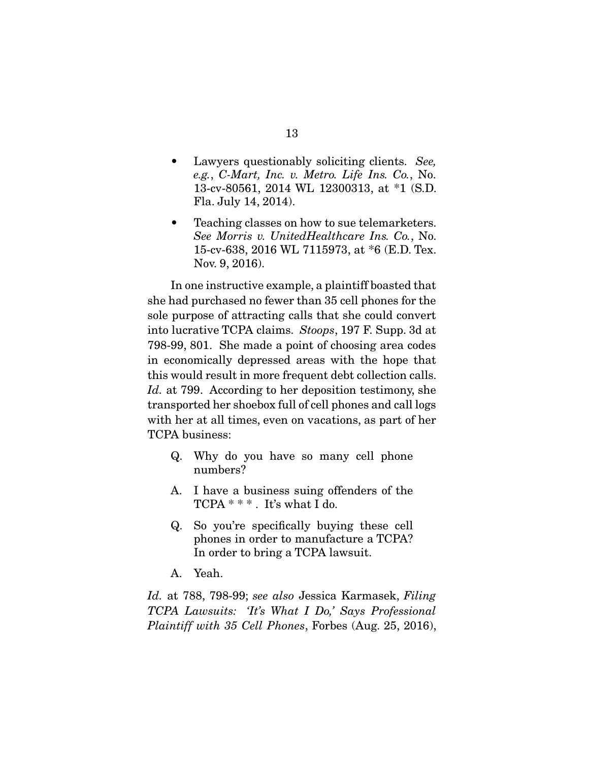- Lawyers questionably soliciting clients. *See, e.g.*, *C-Mart, Inc. v. Metro. Life Ins. Co.*, No. 13-cv-80561, 2014 WL 12300313, at *1 (S.D. Fla. July 14, 2014).

- Teaching classes on how to sue telemarketers. *See Morris v. UnitedHealthcare Ins. Co.*, No. 15-cv-638, 2016 WL 7115973, at *6 (E.D. Tex. Nov. 9, 2016).

In one instructive example, a plaintiff boasted that she had purchased no fewer than 35 cell phones for the sole purpose of attracting calls that she could convert into lucrative TCPA claims. *Stoops*, 197 F. Supp. 3d at 798-99, 801. She made a point of choosing area codes in economically depressed areas with the hope that this would result in more frequent debt collection calls. *Id.* at 799. According to her deposition testimony, she transported her shoebox full of cell phones and call logs with her at all times, even on vacations, as part of her TCPA business:

> Q. Why do you have so many cell phone numbers?
>
> A. I have a business suing offenders of the TCPA * * * . It's what I do.
>
> Q. So you're specifically buying these cell phones in order to manufacture a TCPA? In order to bring a TCPA lawsuit.
>
> A. Yeah.

*Id.* at 788, 798-99; *see also* Jessica Karmasek, *Filing TCPA Lawsuits: 'It's What I Do,' Says Professional Plaintiff with 35 Cell Phones*, Forbes (Aug. 25, 2016),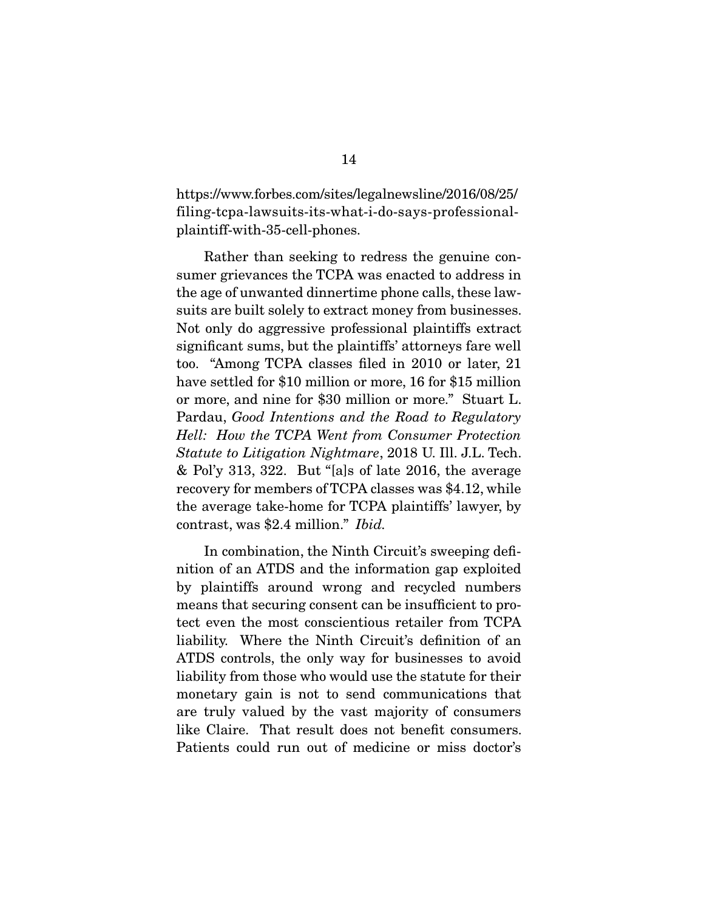https://www.forbes.com/sites/legalnewsline/2016/08/25/filing-tcpa-lawsuits-its-what-i-do-says-professional-plaintiff-with-35-cell-phones.

Rather than seeking to redress the genuine consumer grievances the TCPA was enacted to address in the age of unwanted dinnertime phone calls, these lawsuits are built solely to extract money from businesses. Not only do aggressive professional plaintiffs extract significant sums, but the plaintiffs' attorneys fare well too. "Among TCPA classes filed in 2010 or later, 21 have settled for $10 million or more, 16 for $15 million or more, and nine for $30 million or more." Stuart L. Pardau, *Good Intentions and the Road to Regulatory Hell: How the TCPA Went from Consumer Protection Statute to Litigation Nightmare*, 2018 U. Ill. J.L. Tech. & Pol'y 313, 322. But "[a]s of late 2016, the average recovery for members of TCPA classes was $4.12, while the average take-home for TCPA plaintiffs' lawyer, by contrast, was $2.4 million." *Ibid.*

In combination, the Ninth Circuit's sweeping definition of an ATDS and the information gap exploited by plaintiffs around wrong and recycled numbers means that securing consent can be insufficient to protect even the most conscientious retailer from TCPA liability. Where the Ninth Circuit's definition of an ATDS controls, the only way for businesses to avoid liability from those who would use the statute for their monetary gain is not to send communications that are truly valued by the vast majority of consumers like Claire. That result does not benefit consumers. Patients could run out of medicine or miss doctor's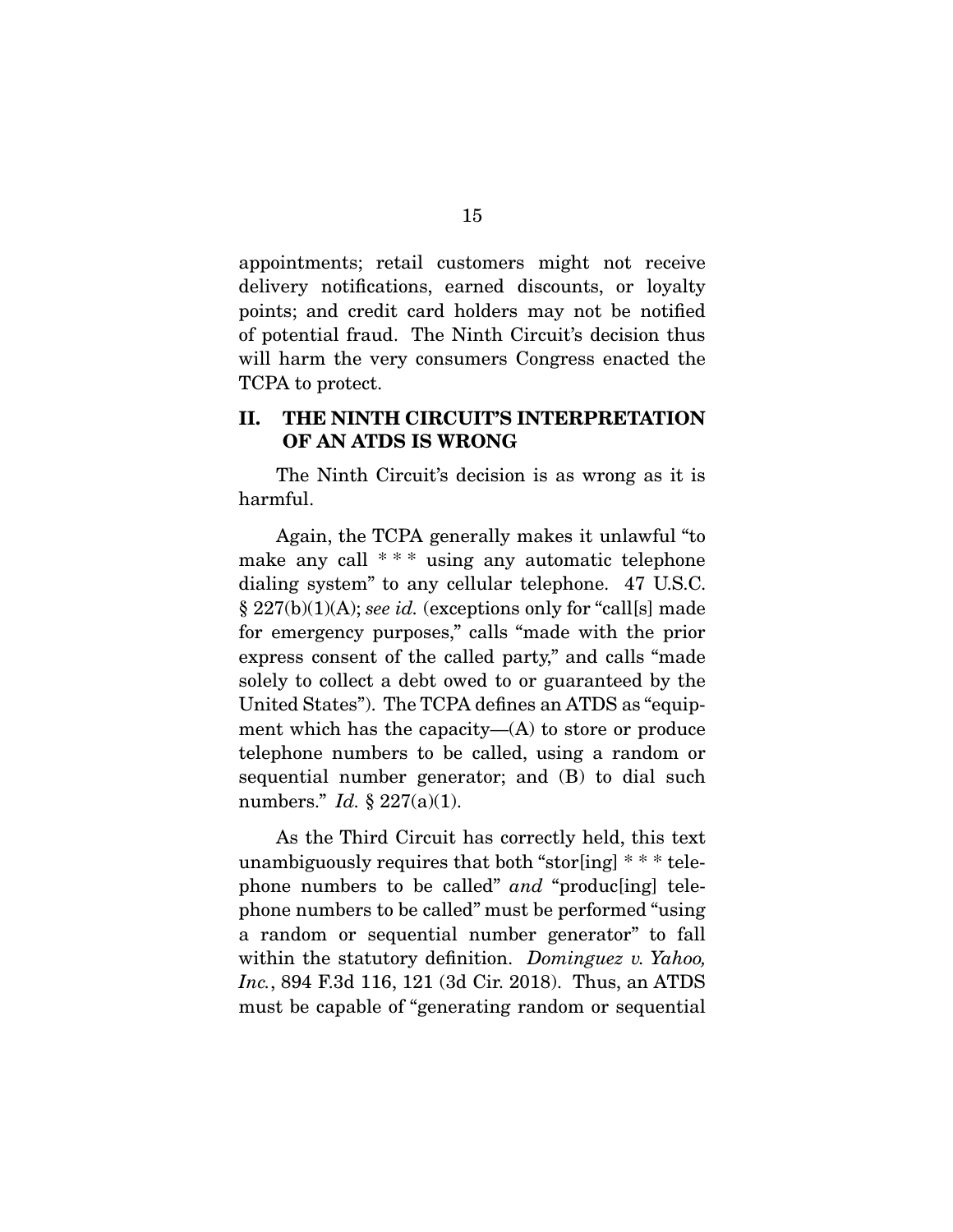appointments; retail customers might not receive delivery notifications, earned discounts, or loyalty points; and credit card holders may not be notified of potential fraud. The Ninth Circuit's decision thus will harm the very consumers Congress enacted the TCPA to protect.

## II. THE NINTH CIRCUIT'S INTERPRETATION OF AN ATDS IS WRONG

The Ninth Circuit's decision is as wrong as it is harmful.

Again, the TCPA generally makes it unlawful "to make any call * * * using any automatic telephone dialing system" to any cellular telephone. 47 U.S.C. § 227(b)(1)(A); *see id.* (exceptions only for "call[s] made for emergency purposes," calls "made with the prior express consent of the called party," and calls "made solely to collect a debt owed to or guaranteed by the United States"). The TCPA defines an ATDS as "equipment which has the capacity—(A) to store or produce telephone numbers to be called, using a random or sequential number generator; and (B) to dial such numbers." *Id.* § 227(a)(1).

As the Third Circuit has correctly held, this text unambiguously requires that both "stor[ing] * * * telephone numbers to be called" *and* "produc[ing] telephone numbers to be called" must be performed "using a random or sequential number generator" to fall within the statutory definition. *Dominguez v. Yahoo, Inc.*, 894 F.3d 116, 121 (3d Cir. 2018). Thus, an ATDS must be capable of "generating random or sequential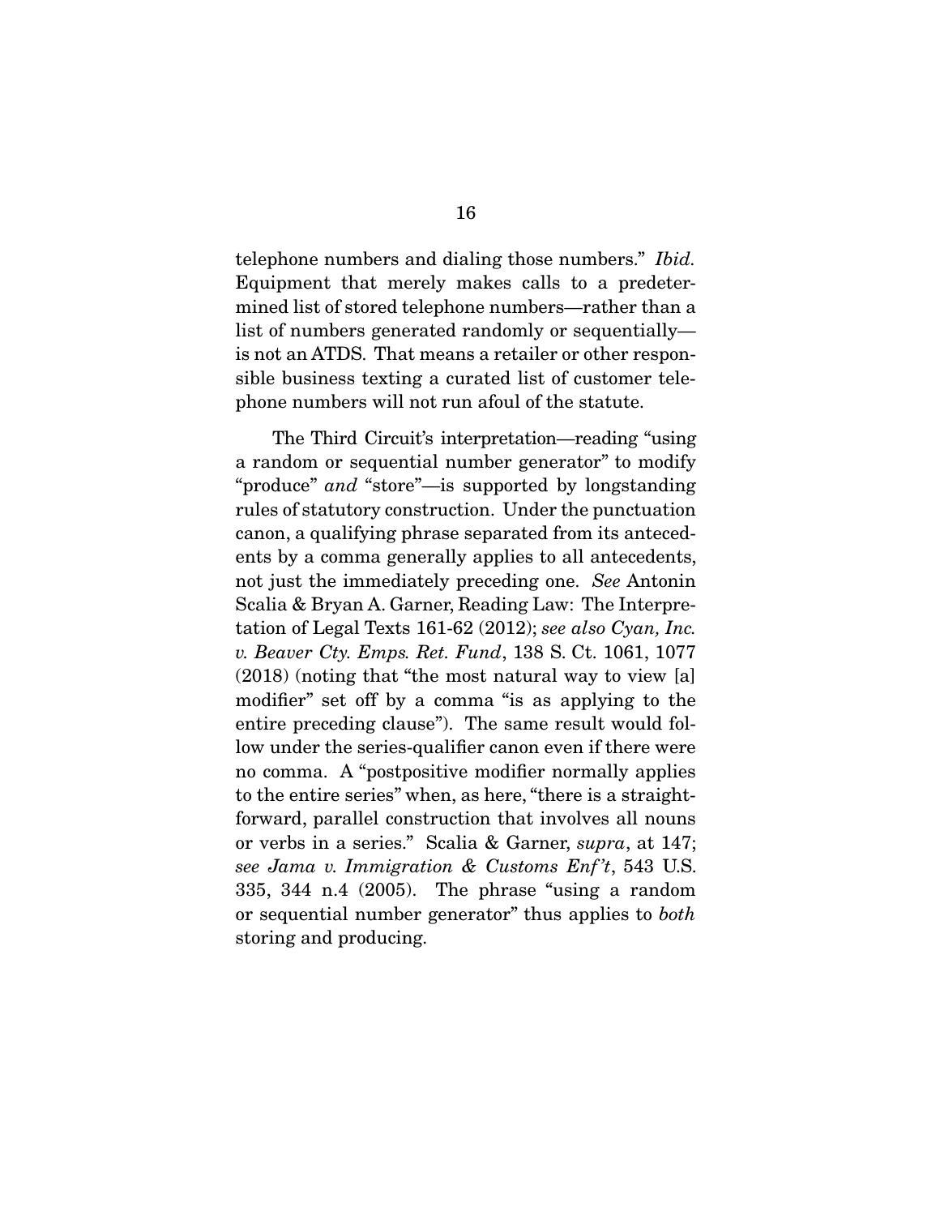telephone numbers and dialing those numbers." *Ibid.* Equipment that merely makes calls to a predetermined list of stored telephone numbers—rather than a list of numbers generated randomly or sequentially—is not an ATDS. That means a retailer or other responsible business texting a curated list of customer telephone numbers will not run afoul of the statute.

The Third Circuit's interpretation—reading "using a random or sequential number generator" to modify "produce" *and* "store"—is supported by longstanding rules of statutory construction. Under the punctuation canon, a qualifying phrase separated from its antecedents by a comma generally applies to all antecedents, not just the immediately preceding one. *See* Antonin Scalia & Bryan A. Garner, Reading Law: The Interpretation of Legal Texts 161-62 (2012); *see also Cyan, Inc. v. Beaver Cty. Emps. Ret. Fund*, 138 S. Ct. 1061, 1077 (2018) (noting that "the most natural way to view [a] modifier" set off by a comma "is as applying to the entire preceding clause"). The same result would follow under the series-qualifier canon even if there were no comma. A "postpositive modifier normally applies to the entire series" when, as here, "there is a straightforward, parallel construction that involves all nouns or verbs in a series." Scalia & Garner, *supra*, at 147; *see Jama v. Immigration & Customs Enf't*, 543 U.S. 335, 344 n.4 (2005). The phrase "using a random or sequential number generator" thus applies to *both* storing and producing.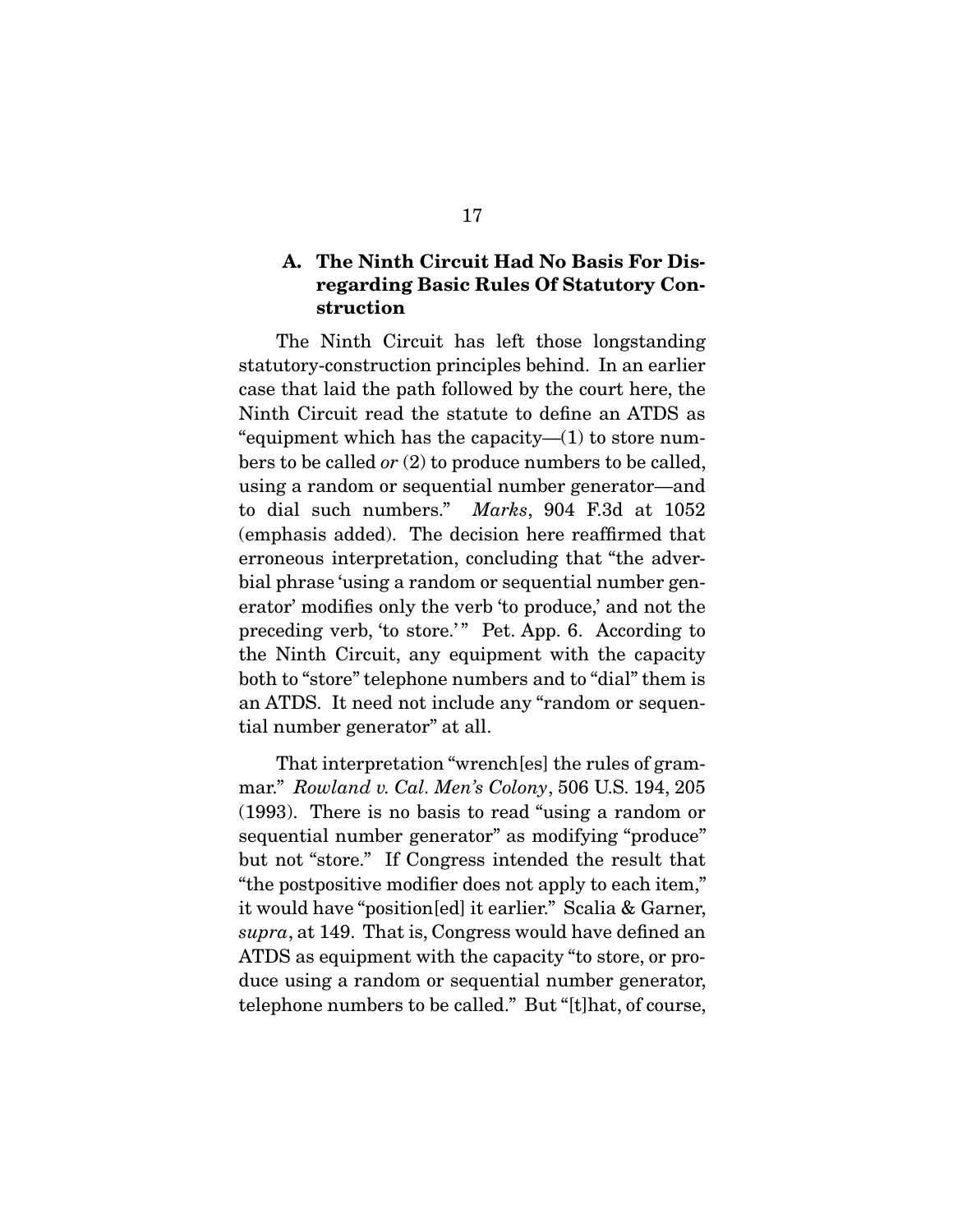### A. The Ninth Circuit Had No Basis For Disregarding Basic Rules Of Statutory Construction

The Ninth Circuit has left those longstanding statutory-construction principles behind. In an earlier case that laid the path followed by the court here, the Ninth Circuit read the statute to define an ATDS as "equipment which has the capacity—(1) to store numbers to be called *or* (2) to produce numbers to be called, using a random or sequential number generator—and to dial such numbers." *Marks*, 904 F.3d at 1052 (emphasis added). The decision here reaffirmed that erroneous interpretation, concluding that "the adverbial phrase 'using a random or sequential number generator' modifies only the verb 'to produce,' and not the preceding verb, 'to store.'" Pet. App. 6. According to the Ninth Circuit, any equipment with the capacity both to "store" telephone numbers and to "dial" them is an ATDS. It need not include any "random or sequential number generator" at all.

That interpretation "wrench[es] the rules of grammar." *Rowland v. Cal. Men's Colony*, 506 U.S. 194, 205 (1993). There is no basis to read "using a random or sequential number generator" as modifying "produce" but not "store." If Congress intended the result that "the postpositive modifier does not apply to each item," it would have "position[ed] it earlier." Scalia & Garner, *supra*, at 149. That is, Congress would have defined an ATDS as equipment with the capacity "to store, or produce using a random or sequential number generator, telephone numbers to be called." But "[t]hat, of course,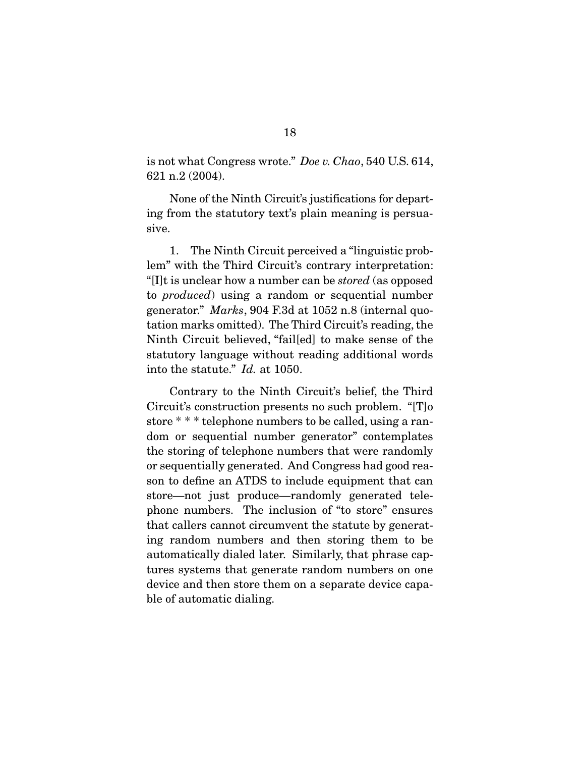is not what Congress wrote." *Doe v. Chao*, 540 U.S. 614, 621 n.2 (2004).

None of the Ninth Circuit's justifications for departing from the statutory text's plain meaning is persuasive.

1. The Ninth Circuit perceived a "linguistic problem" with the Third Circuit's contrary interpretation: "[I]t is unclear how a number can be *stored* (as opposed to *produced*) using a random or sequential number generator." *Marks*, 904 F.3d at 1052 n.8 (internal quotation marks omitted). The Third Circuit's reading, the Ninth Circuit believed, "fail[ed] to make sense of the statutory language without reading additional words into the statute." *Id.* at 1050.

Contrary to the Ninth Circuit's belief, the Third Circuit's construction presents no such problem. "[T]o store * * * telephone numbers to be called, using a random or sequential number generator" contemplates the storing of telephone numbers that were randomly or sequentially generated. And Congress had good reason to define an ATDS to include equipment that can store—not just produce—randomly generated telephone numbers. The inclusion of "to store" ensures that callers cannot circumvent the statute by generating random numbers and then storing them to be automatically dialed later. Similarly, that phrase captures systems that generate random numbers on one device and then store them on a separate device capable of automatic dialing.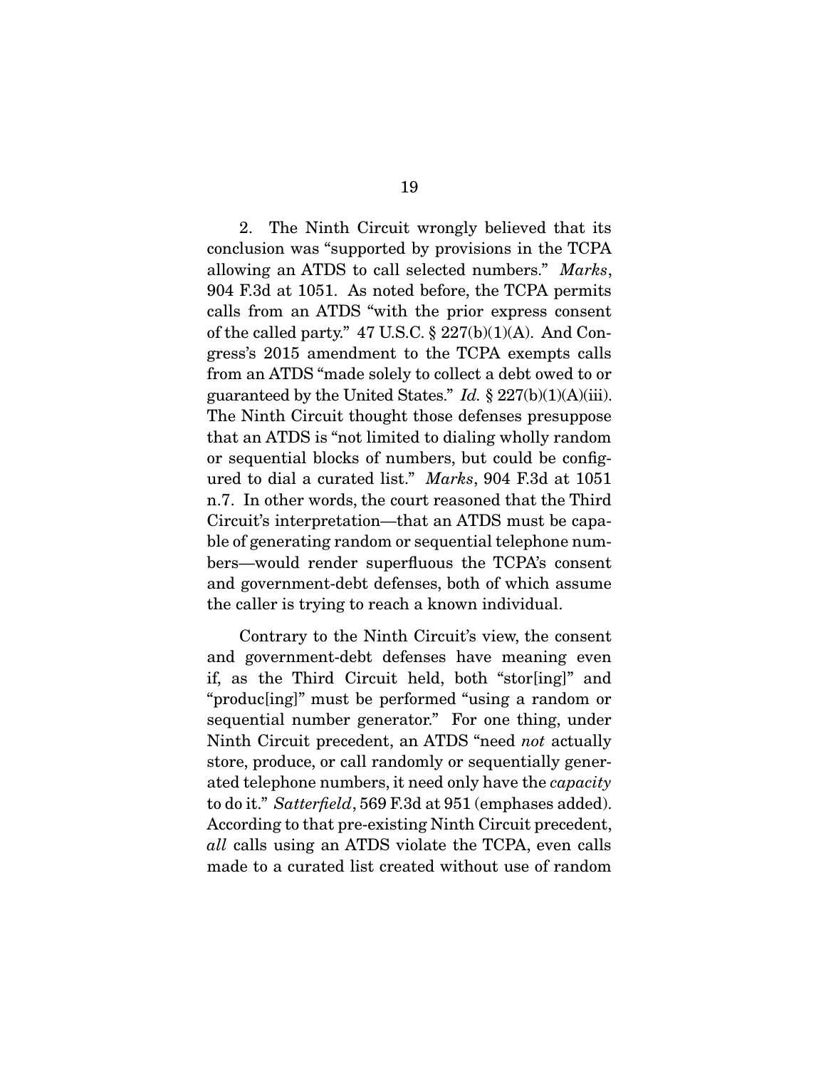2. The Ninth Circuit wrongly believed that its conclusion was "supported by provisions in the TCPA allowing an ATDS to call selected numbers." *Marks*, 904 F.3d at 1051. As noted before, the TCPA permits calls from an ATDS "with the prior express consent of the called party." 47 U.S.C. § 227(b)(1)(A). And Congress's 2015 amendment to the TCPA exempts calls from an ATDS "made solely to collect a debt owed to or guaranteed by the United States." *Id.* § 227(b)(1)(A)(iii). The Ninth Circuit thought those defenses presuppose that an ATDS is "not limited to dialing wholly random or sequential blocks of numbers, but could be configured to dial a curated list." *Marks*, 904 F.3d at 1051 n.7. In other words, the court reasoned that the Third Circuit's interpretation—that an ATDS must be capable of generating random or sequential telephone numbers—would render superfluous the TCPA's consent and government-debt defenses, both of which assume the caller is trying to reach a known individual.

Contrary to the Ninth Circuit's view, the consent and government-debt defenses have meaning even if, as the Third Circuit held, both "stor[ing]" and "produc[ing]" must be performed "using a random or sequential number generator." For one thing, under Ninth Circuit precedent, an ATDS "need *not* actually store, produce, or call randomly or sequentially generated telephone numbers, it need only have the *capacity* to do it." *Satterfield*, 569 F.3d at 951 (emphases added). According to that pre-existing Ninth Circuit precedent, *all* calls using an ATDS violate the TCPA, even calls made to a curated list created without use of random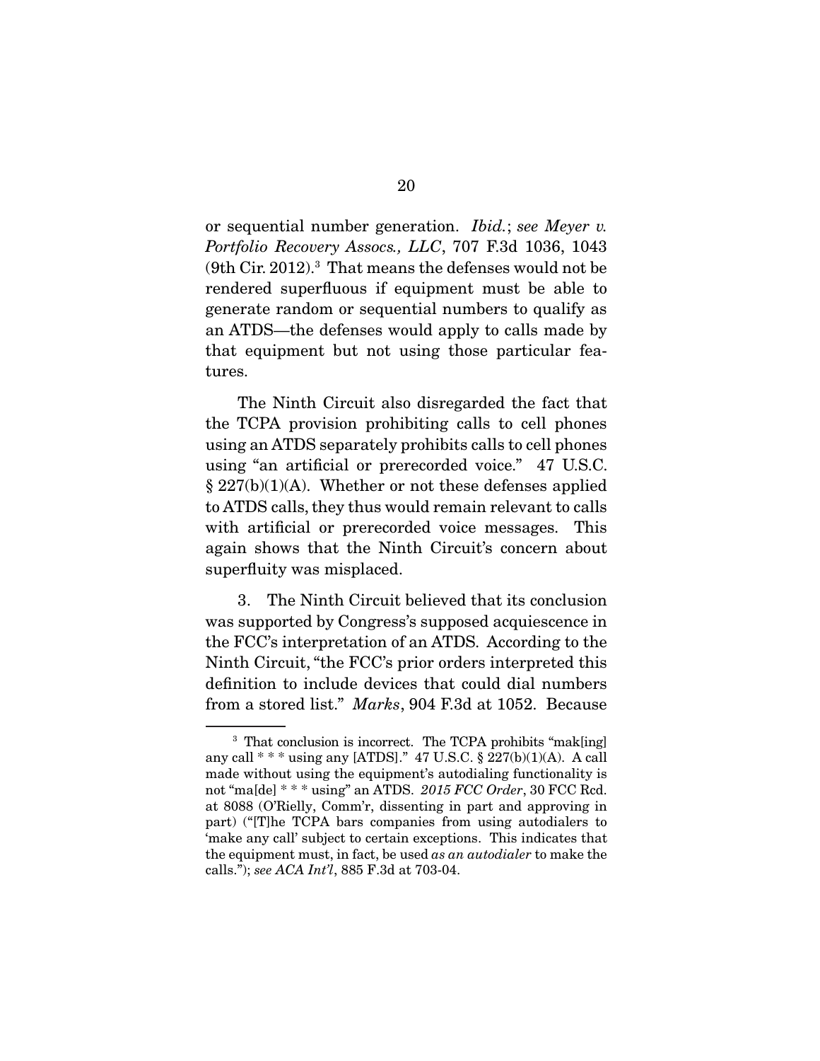or sequential number generation. *Ibid.*; *see Meyer v. Portfolio Recovery Assocs., LLC*, 707 F.3d 1036, 1043 (9th Cir. 2012).[3] That means the defenses would not be rendered superfluous if equipment must be able to generate random or sequential numbers to qualify as an ATDS—the defenses would apply to calls made by that equipment but not using those particular features.

The Ninth Circuit also disregarded the fact that the TCPA provision prohibiting calls to cell phones using an ATDS separately prohibits calls to cell phones using "an artificial or prerecorded voice." 47 U.S.C. § 227(b)(1)(A). Whether or not these defenses applied to ATDS calls, they thus would remain relevant to calls with artificial or prerecorded voice messages. This again shows that the Ninth Circuit's concern about superfluity was misplaced.

3. The Ninth Circuit believed that its conclusion was supported by Congress's supposed acquiescence in the FCC's interpretation of an ATDS. According to the Ninth Circuit, "the FCC's prior orders interpreted this definition to include devices that could dial numbers from a stored list." *Marks*, 904 F.3d at 1052. Because

---

[3] That conclusion is incorrect. The TCPA prohibits "mak[ing] any call * * * using any [ATDS]." 47 U.S.C. § 227(b)(1)(A). A call made without using the equipment's autodialing functionality is not "ma[de] * * * using" an ATDS. *2015 FCC Order*, 30 FCC Rcd. at 8088 (O'Rielly, Comm'r, dissenting in part and approving in part) ("[T]he TCPA bars companies from using autodialers to 'make any call' subject to certain exceptions. This indicates that the equipment must, in fact, be used *as an autodialer* to make the calls."); *see ACA Int'l*, 885 F.3d at 703-04.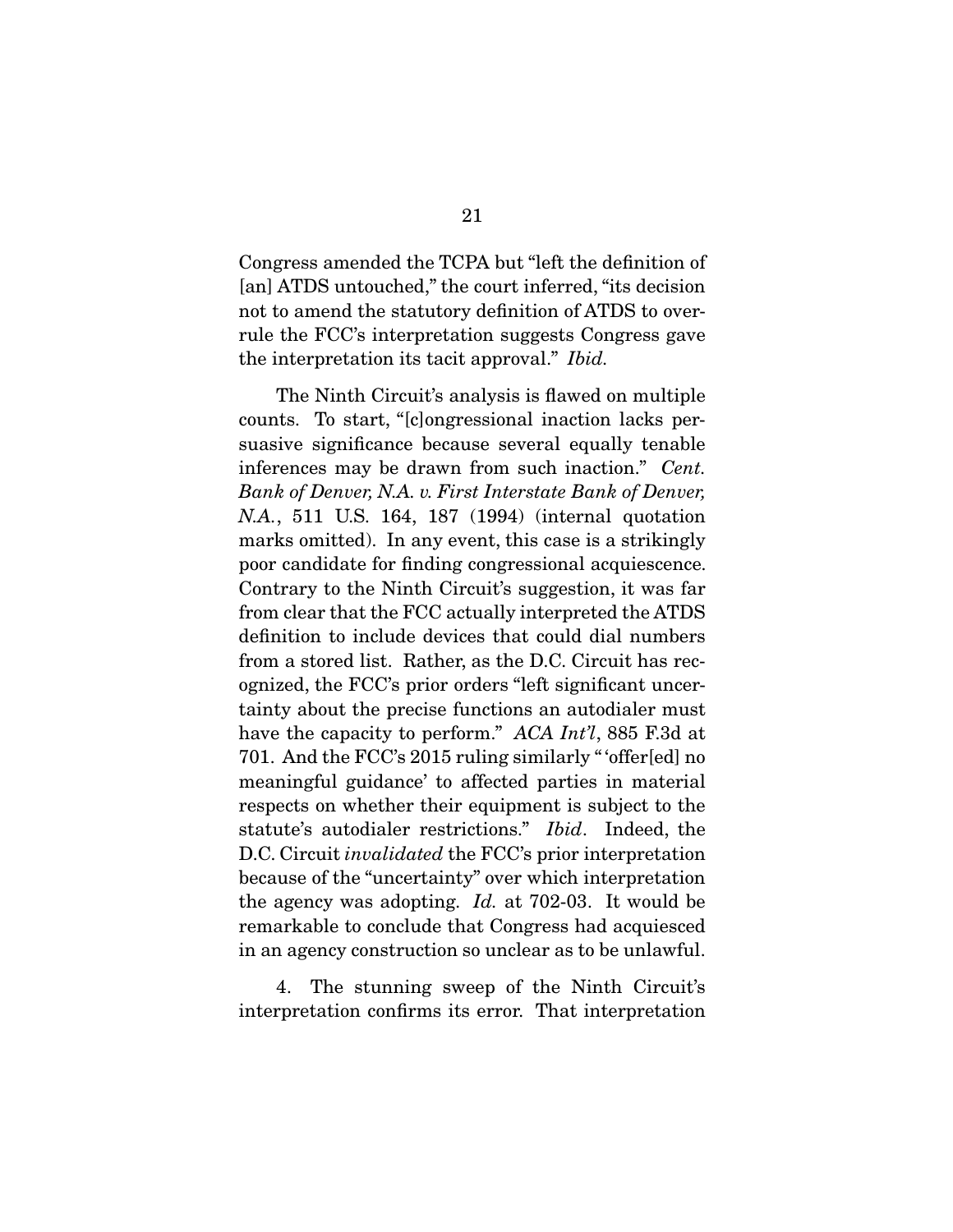Congress amended the TCPA but "left the definition of [an] ATDS untouched," the court inferred, "its decision not to amend the statutory definition of ATDS to overrule the FCC's interpretation suggests Congress gave the interpretation its tacit approval." *Ibid.*

The Ninth Circuit's analysis is flawed on multiple counts. To start, "[c]ongressional inaction lacks persuasive significance because several equally tenable inferences may be drawn from such inaction." *Cent. Bank of Denver, N.A. v. First Interstate Bank of Denver, N.A.*, 511 U.S. 164, 187 (1994) (internal quotation marks omitted). In any event, this case is a strikingly poor candidate for finding congressional acquiescence. Contrary to the Ninth Circuit's suggestion, it was far from clear that the FCC actually interpreted the ATDS definition to include devices that could dial numbers from a stored list. Rather, as the D.C. Circuit has recognized, the FCC's prior orders "left significant uncertainty about the precise functions an autodialer must have the capacity to perform." *ACA Int'l*, 885 F.3d at 701. And the FCC's 2015 ruling similarly " 'offer[ed] no meaningful guidance' to affected parties in material respects on whether their equipment is subject to the statute's autodialer restrictions." *Ibid*. Indeed, the D.C. Circuit *invalidated* the FCC's prior interpretation because of the "uncertainty" over which interpretation the agency was adopting. *Id.* at 702-03. It would be remarkable to conclude that Congress had acquiesced in an agency construction so unclear as to be unlawful.

4. The stunning sweep of the Ninth Circuit's interpretation confirms its error. That interpretation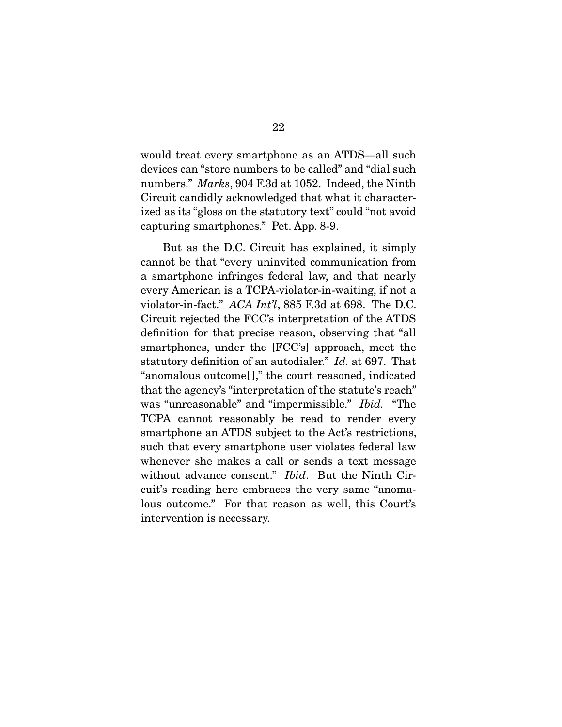would treat every smartphone as an ATDS—all such devices can "store numbers to be called" and "dial such numbers." *Marks*, 904 F.3d at 1052. Indeed, the Ninth Circuit candidly acknowledged that what it characterized as its "gloss on the statutory text" could "not avoid capturing smartphones." Pet. App. 8-9.

But as the D.C. Circuit has explained, it simply cannot be that "every uninvited communication from a smartphone infringes federal law, and that nearly every American is a TCPA-violator-in-waiting, if not a violator-in-fact." *ACA Int'l*, 885 F.3d at 698. The D.C. Circuit rejected the FCC's interpretation of the ATDS definition for that precise reason, observing that "all smartphones, under the [FCC's] approach, meet the statutory definition of an autodialer." *Id.* at 697. That "anomalous outcome[]," the court reasoned, indicated that the agency's "interpretation of the statute's reach" was "unreasonable" and "impermissible." *Ibid.* "The TCPA cannot reasonably be read to render every smartphone an ATDS subject to the Act's restrictions, such that every smartphone user violates federal law whenever she makes a call or sends a text message without advance consent." *Ibid*. But the Ninth Circuit's reading here embraces the very same "anomalous outcome." For that reason as well, this Court's intervention is necessary.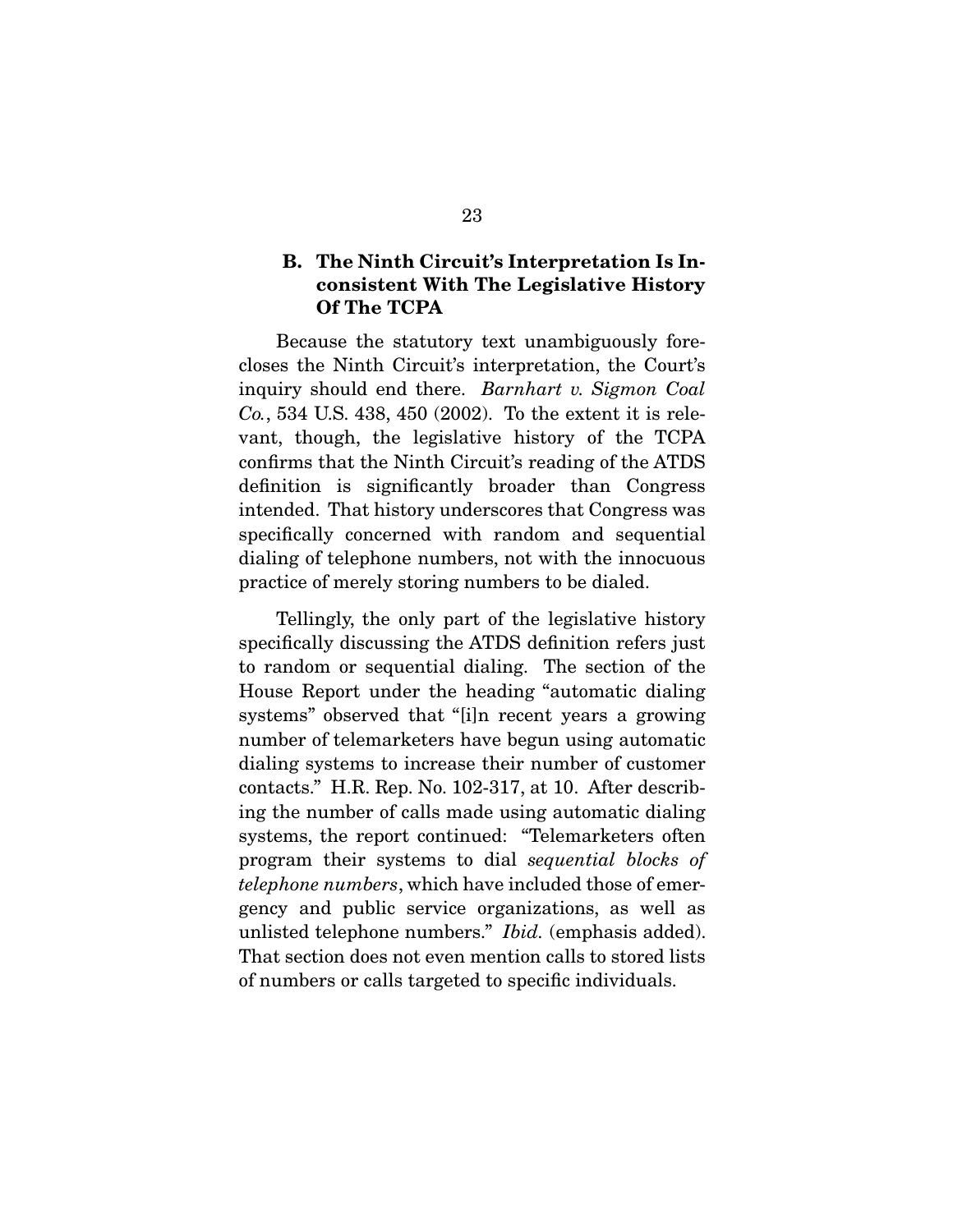### B. The Ninth Circuit's Interpretation Is Inconsistent With The Legislative History Of The TCPA

Because the statutory text unambiguously forecloses the Ninth Circuit's interpretation, the Court's inquiry should end there. *Barnhart v. Sigmon Coal Co.*, 534 U.S. 438, 450 (2002). To the extent it is relevant, though, the legislative history of the TCPA confirms that the Ninth Circuit's reading of the ATDS definition is significantly broader than Congress intended. That history underscores that Congress was specifically concerned with random and sequential dialing of telephone numbers, not with the innocuous practice of merely storing numbers to be dialed.

Tellingly, the only part of the legislative history specifically discussing the ATDS definition refers just to random or sequential dialing. The section of the House Report under the heading "automatic dialing systems" observed that "[i]n recent years a growing number of telemarketers have begun using automatic dialing systems to increase their number of customer contacts." H.R. Rep. No. 102-317, at 10. After describing the number of calls made using automatic dialing systems, the report continued: "Telemarketers often program their systems to dial *sequential blocks of telephone numbers*, which have included those of emergency and public service organizations, as well as unlisted telephone numbers." *Ibid.* (emphasis added). That section does not even mention calls to stored lists of numbers or calls targeted to specific individuals.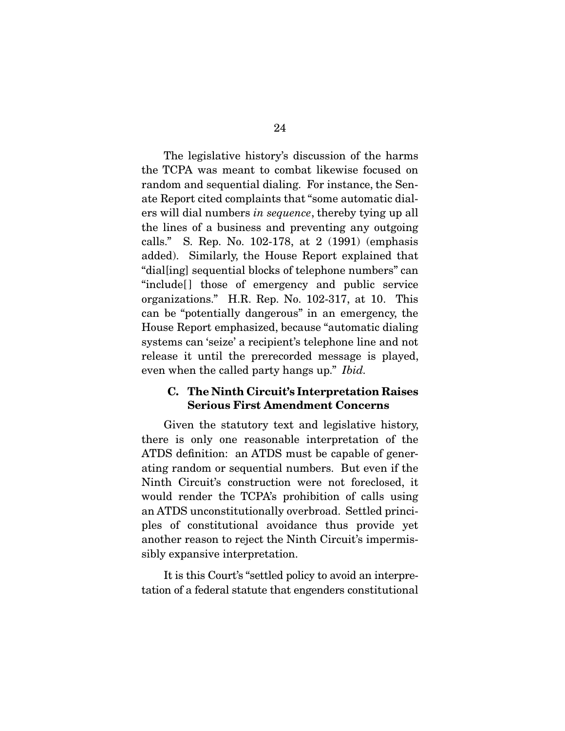The legislative history's discussion of the harms the TCPA was meant to combat likewise focused on random and sequential dialing. For instance, the Senate Report cited complaints that "some automatic dialers will dial numbers *in sequence*, thereby tying up all the lines of a business and preventing any outgoing calls." S. Rep. No. 102-178, at 2 (1991) (emphasis added). Similarly, the House Report explained that "dial[ing] sequential blocks of telephone numbers" can "include[] those of emergency and public service organizations." H.R. Rep. No. 102-317, at 10. This can be "potentially dangerous" in an emergency, the House Report emphasized, because "automatic dialing systems can 'seize' a recipient's telephone line and not release it until the prerecorded message is played, even when the called party hangs up." *Ibid.*

### C. The Ninth Circuit's Interpretation Raises Serious First Amendment Concerns

Given the statutory text and legislative history, there is only one reasonable interpretation of the ATDS definition: an ATDS must be capable of generating random or sequential numbers. But even if the Ninth Circuit's construction were not foreclosed, it would render the TCPA's prohibition of calls using an ATDS unconstitutionally overbroad. Settled principles of constitutional avoidance thus provide yet another reason to reject the Ninth Circuit's impermissibly expansive interpretation.

It is this Court's "settled policy to avoid an interpretation of a federal statute that engenders constitutional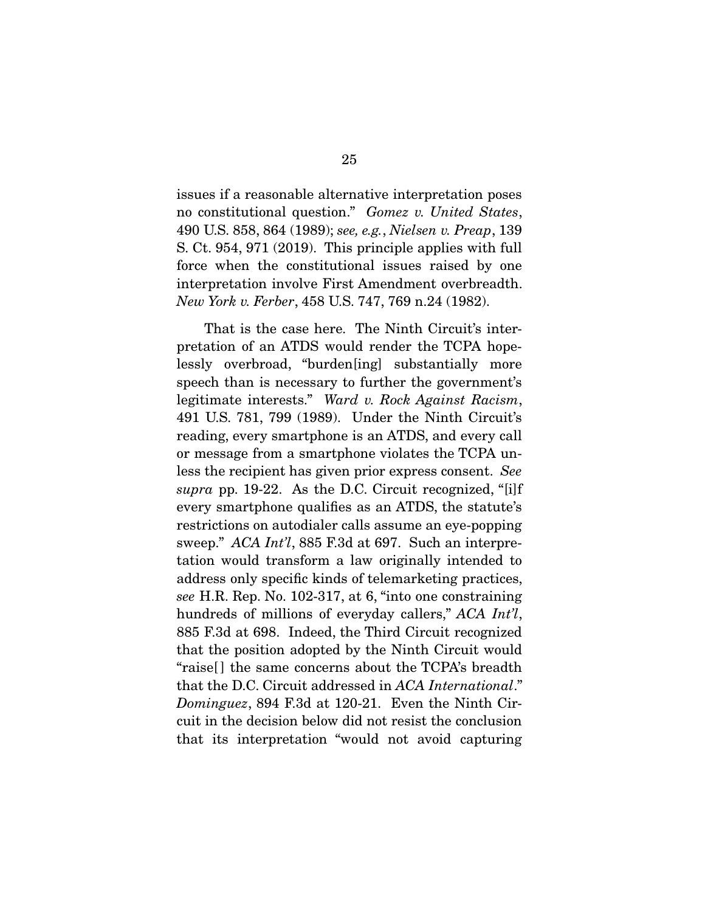issues if a reasonable alternative interpretation poses no constitutional question." *Gomez v. United States*, 490 U.S. 858, 864 (1989); *see, e.g.*, *Nielsen v. Preap*, 139 S. Ct. 954, 971 (2019). This principle applies with full force when the constitutional issues raised by one interpretation involve First Amendment overbreadth. *New York v. Ferber*, 458 U.S. 747, 769 n.24 (1982).

That is the case here. The Ninth Circuit's interpretation of an ATDS would render the TCPA hopelessly overbroad, "burden[ing] substantially more speech than is necessary to further the government's legitimate interests." *Ward v. Rock Against Racism*, 491 U.S. 781, 799 (1989). Under the Ninth Circuit's reading, every smartphone is an ATDS, and every call or message from a smartphone violates the TCPA unless the recipient has given prior express consent. *See supra* pp. 19-22. As the D.C. Circuit recognized, "[i]f every smartphone qualifies as an ATDS, the statute's restrictions on autodialer calls assume an eye-popping sweep." *ACA Int'l*, 885 F.3d at 697. Such an interpretation would transform a law originally intended to address only specific kinds of telemarketing practices, *see* H.R. Rep. No. 102-317, at 6, "into one constraining hundreds of millions of everyday callers," *ACA Int'l*, 885 F.3d at 698. Indeed, the Third Circuit recognized that the position adopted by the Ninth Circuit would "raise[] the same concerns about the TCPA's breadth that the D.C. Circuit addressed in *ACA International*." *Dominguez*, 894 F.3d at 120-21. Even the Ninth Circuit in the decision below did not resist the conclusion that its interpretation "would not avoid capturing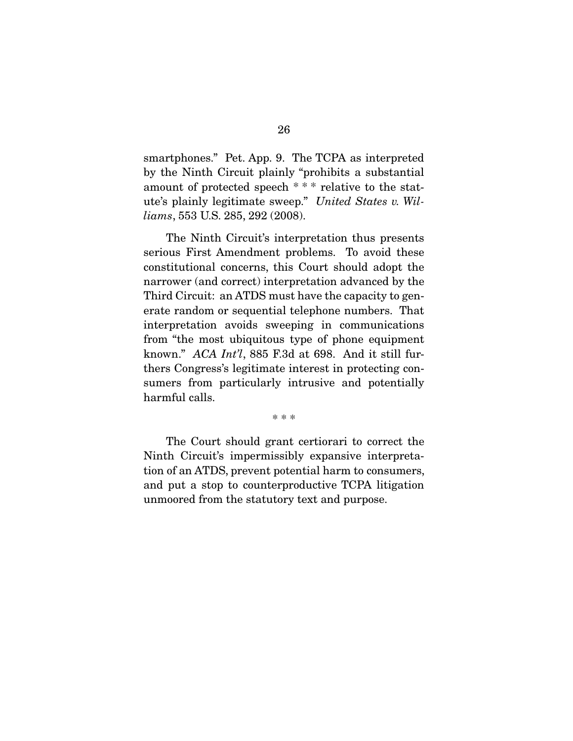smartphones." Pet. App. 9. The TCPA as interpreted by the Ninth Circuit plainly "prohibits a substantial amount of protected speech * * * relative to the statute's plainly legitimate sweep." *United States v. Williams*, 553 U.S. 285, 292 (2008).

The Ninth Circuit's interpretation thus presents serious First Amendment problems. To avoid these constitutional concerns, this Court should adopt the narrower (and correct) interpretation advanced by the Third Circuit: an ATDS must have the capacity to generate random or sequential telephone numbers. That interpretation avoids sweeping in communications from "the most ubiquitous type of phone equipment known." *ACA Int'l*, 885 F.3d at 698. And it still furthers Congress's legitimate interest in protecting consumers from particularly intrusive and potentially harmful calls.

\* \* \*

The Court should grant certiorari to correct the Ninth Circuit's impermissibly expansive interpretation of an ATDS, prevent potential harm to consumers, and put a stop to counterproductive TCPA litigation unmoored from the statutory text and purpose.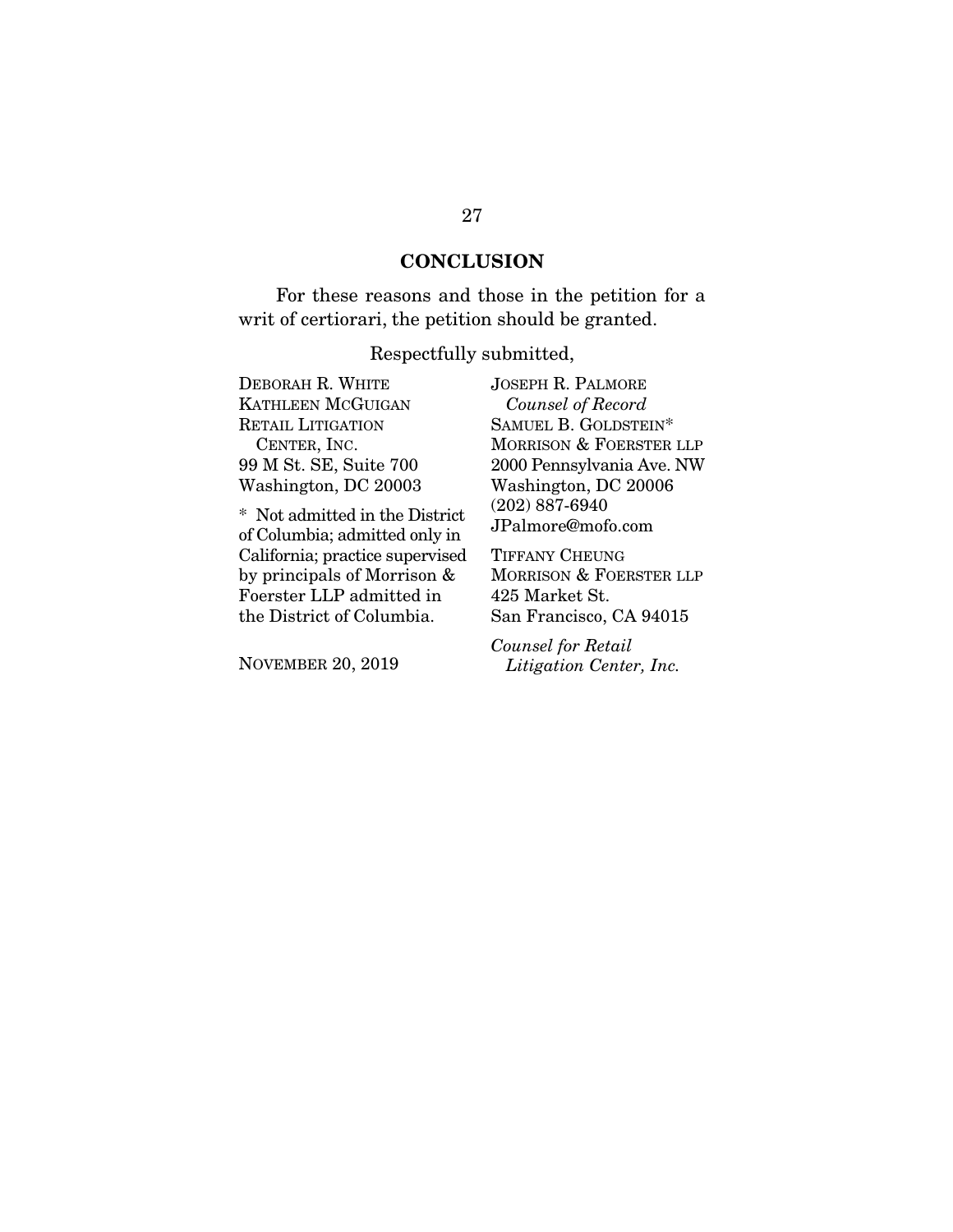## CONCLUSION

For these reasons and those in the petition for a writ of certiorari, the petition should be granted.

Respectfully submitted,

JOSEPH R. PALMORE
*Counsel of Record*
SAMUEL B. GOLDSTEIN*
MORRISON & FOERSTER LLP
2000 Pennsylvania Ave. NW
Washington, DC 20006
(202) 887-6940
JPalmore@mofo.com

TIFFANY CHEUNG
MORRISON & FOERSTER LLP
425 Market St.
San Francisco, CA 94015

*Counsel for Retail Litigation Center, Inc.*

DEBORAH R. WHITE
KATHLEEN MCGUIGAN
RETAIL LITIGATION CENTER, INC.
99 M St. SE, Suite 700
Washington, DC 20003

* Not admitted in the District of Columbia; admitted only in California; practice supervised by principals of Morrison & Foerster LLP admitted in the District of Columbia.

NOVEMBER 20, 2019